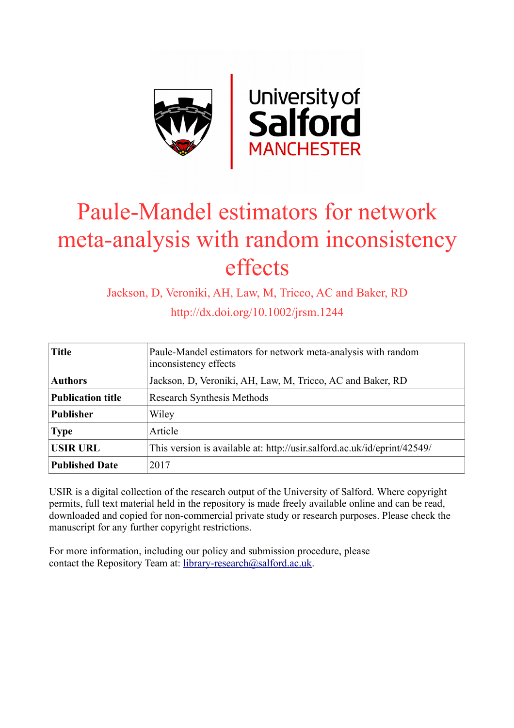# Paule-Mandel estimators for network meta-analysis with random inconsistency effects

Jackson, D, Veroniki, AH, Law, M, Tricco, AC and Baker, RD

http://dx.doi.org/10.1002/jrsm.1244

| **Title** | Paule-Mandel estimators for network meta-analysis with random inconsistency effects |
|---|---|
| **Authors** | Jackson, D, Veroniki, AH, Law, M, Tricco, AC and Baker, RD |
| **Publication title** | Research Synthesis Methods |
| **Publisher** | Wiley |
| **Type** | Article |
| **USIR URL** | This version is available at: http://usir.salford.ac.uk/id/eprint/42549/ |
| **Published Date** | 2017 |

USIR is a digital collection of the research output of the University of Salford. Where copyright permits, full text material held in the repository is made freely available online and can be read, downloaded and copied for non-commercial private study or research purposes. Please check the manuscript for any further copyright restrictions.

For more information, including our policy and submission procedure, please contact the Repository Team at: library-research@salford.ac.uk.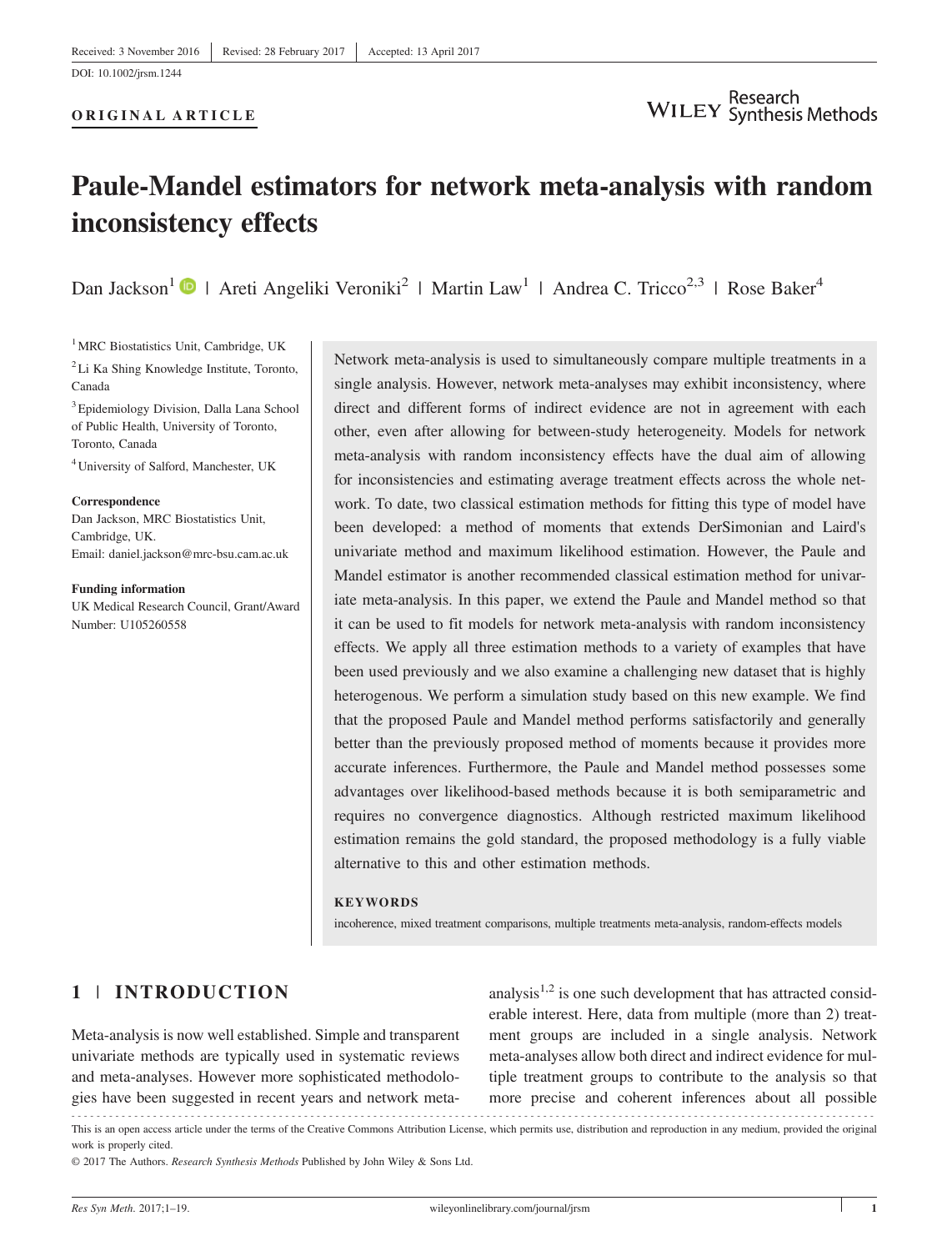Received: 3 November 2016 | Revised: 28 February 2017 | Accepted: 13 April 2017

DOI: 10.1002/jrsm.1244

**ORIGINAL ARTICLE**

# Paule-Mandel estimators for network meta-analysis with random inconsistency effects

Dan Jackson[1] | Areti Angeliki Veroniki[2] | Martin Law[1] | Andrea C. Tricco[2,3] | Rose Baker[4]

[1] MRC Biostatistics Unit, Cambridge, UK

[2] Li Ka Shing Knowledge Institute, Toronto, Canada

[3] Epidemiology Division, Dalla Lana School of Public Health, University of Toronto, Toronto, Canada

[4] University of Salford, Manchester, UK

**Correspondence**
Dan Jackson, MRC Biostatistics Unit, Cambridge, UK.
Email: daniel.jackson@mrc-bsu.cam.ac.uk

**Funding information**
UK Medical Research Council, Grant/Award Number: U105260558

Network meta-analysis is used to simultaneously compare multiple treatments in a single analysis. However, network meta-analyses may exhibit inconsistency, where direct and different forms of indirect evidence are not in agreement with each other, even after allowing for between-study heterogeneity. Models for network meta-analysis with random inconsistency effects have the dual aim of allowing for inconsistencies and estimating average treatment effects across the whole network. To date, two classical estimation methods for fitting this type of model have been developed: a method of moments that extends DerSimonian and Laird's univariate method and maximum likelihood estimation. However, the Paule and Mandel estimator is another recommended classical estimation method for univariate meta-analysis. In this paper, we extend the Paule and Mandel method so that it can be used to fit models for network meta-analysis with random inconsistency effects. We apply all three estimation methods to a variety of examples that have been used previously and we also examine a challenging new dataset that is highly heterogenous. We perform a simulation study based on this new example. We find that the proposed Paule and Mandel method performs satisfactorily and generally better than the previously proposed method of moments because it provides more accurate inferences. Furthermore, the Paule and Mandel method possesses some advantages over likelihood-based methods because it is both semiparametric and requires no convergence diagnostics. Although restricted maximum likelihood estimation remains the gold standard, the proposed methodology is a fully viable alternative to this and other estimation methods.

**KEYWORDS**

incoherence, mixed treatment comparisons, multiple treatments meta-analysis, random-effects models

## 1 | INTRODUCTION

Meta-analysis is now well established. Simple and transparent univariate methods are typically used in systematic reviews and meta-analyses. However more sophisticated methodologies have been suggested in recent years and network meta-analysis[1,2] is one such development that has attracted considerable interest. Here, data from multiple (more than 2) treatment groups are included in a single analysis. Network meta-analyses allow both direct and indirect evidence for multiple treatment groups to contribute to the analysis so that more precise and coherent inferences about all possible

This is an open access article under the terms of the Creative Commons Attribution License, which permits use, distribution and reproduction in any medium, provided the original work is properly cited.

© 2017 The Authors. *Research Synthesis Methods* Published by John Wiley & Sons Ltd.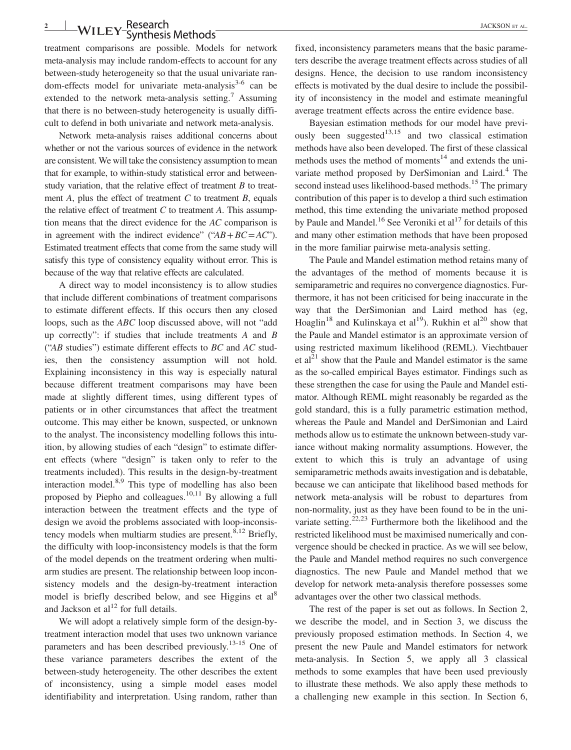treatment comparisons are possible. Models for network meta-analysis may include random-effects to account for any between-study heterogeneity so that the usual univariate random-effects model for univariate meta-analysis[3-6] can be extended to the network meta-analysis setting.[7] Assuming that there is no between-study heterogeneity is usually difficult to defend in both univariate and network meta-analysis.

Network meta-analysis raises additional concerns about whether or not the various sources of evidence in the network are consistent. We will take the consistency assumption to mean that for example, to within-study statistical error and between-study variation, that the relative effect of treatment *B* to treatment *A*, plus the effect of treatment *C* to treatment *B*, equals the relative effect of treatment *C* to treatment *A*. This assumption means that the direct evidence for the *AC* comparison is in agreement with the indirect evidence" ("*AB* + *BC* = *AC*"). Estimated treatment effects that come from the same study will satisfy this type of consistency equality without error. This is because of the way that relative effects are calculated.

A direct way to model inconsistency is to allow studies that include different combinations of treatment comparisons to estimate different effects. If this occurs then any closed loops, such as the *ABC* loop discussed above, will not "add up correctly": if studies that include treatments *A* and *B* ("*AB* studies") estimate different effects to *BC* and *AC* studies, then the consistency assumption will not hold. Explaining inconsistency in this way is especially natural because different treatment comparisons may have been made at slightly different times, using different types of patients or in other circumstances that affect the treatment outcome. This may either be known, suspected, or unknown to the analyst. The inconsistency modelling follows this intuition, by allowing studies of each "design" to estimate different effects (where "design" is taken only to refer to the treatments included). This results in the design-by-treatment interaction model.[8,9] This type of modelling has also been proposed by Piepho and colleagues.[10,11] By allowing a full interaction between the treatment effects and the type of design we avoid the problems associated with loop-inconsistency models when multiarm studies are present.[8,12] Briefly, the difficulty with loop-inconsistency models is that the form of the model depends on the treatment ordering when multiarm studies are present. The relationship between loop inconsistency models and the design-by-treatment interaction model is briefly described below, and see Higgins et al[8] and Jackson et al[12] for full details.

We will adopt a relatively simple form of the design-by-treatment interaction model that uses two unknown variance parameters and has been described previously.[13-15] One of these variance parameters describes the extent of the between-study heterogeneity. The other describes the extent of inconsistency, using a simple model eases model identifiability and interpretation. Using random, rather than fixed, inconsistency parameters means that the basic parameters describe the average treatment effects across studies of all designs. Hence, the decision to use random inconsistency effects is motivated by the dual desire to include the possibility of inconsistency in the model and estimate meaningful average treatment effects across the entire evidence base.

Bayesian estimation methods for our model have previously been suggested[13,15] and two classical estimation methods have also been developed. The first of these classical methods uses the method of moments[14] and extends the univariate method proposed by DerSimonian and Laird.[4] The second instead uses likelihood-based methods.[15] The primary contribution of this paper is to develop a third such estimation method, this time extending the univariate method proposed by Paule and Mandel.[16] See Veroniki et al[17] for details of this and many other estimation methods that have been proposed in the more familiar pairwise meta-analysis setting.

The Paule and Mandel estimation method retains many of the advantages of the method of moments because it is semiparametric and requires no convergence diagnostics. Furthermore, it has not been criticised for being inaccurate in the way that the DerSimonian and Laird method has (eg, Hoaglin[18] and Kulinskaya et al[19]). Rukhin et al[20] show that the Paule and Mandel estimator is an approximate version of using restricted maximum likelihood (REML). Viechtbauer et al[21] show that the Paule and Mandel estimator is the same as the so-called empirical Bayes estimator. Findings such as these strengthen the case for using the Paule and Mandel estimator. Although REML might reasonably be regarded as the gold standard, this is a fully parametric estimation method, whereas the Paule and Mandel and DerSimonian and Laird methods allow us to estimate the unknown between-study variance without making normality assumptions. However, the extent to which this is truly an advantage of using semiparametric methods awaits investigation and is debatable, because we can anticipate that likelihood based methods for network meta-analysis will be robust to departures from non-normality, just as they have been found to be in the univariate setting.[22,23] Furthermore both the likelihood and the restricted likelihood must be maximised numerically and convergence should be checked in practice. As we will see below, the Paule and Mandel method requires no such convergence diagnostics. The new Paule and Mandel method that we develop for network meta-analysis therefore possesses some advantages over the other two classical methods.

The rest of the paper is set out as follows. In Section 2, we describe the model, and in Section 3, we discuss the previously proposed estimation methods. In Section 4, we present the new Paule and Mandel estimators for network meta-analysis. In Section 5, we apply all 3 classical methods to some examples that have been used previously to illustrate these methods. We also apply these methods to a challenging new example in this section. In Section 6,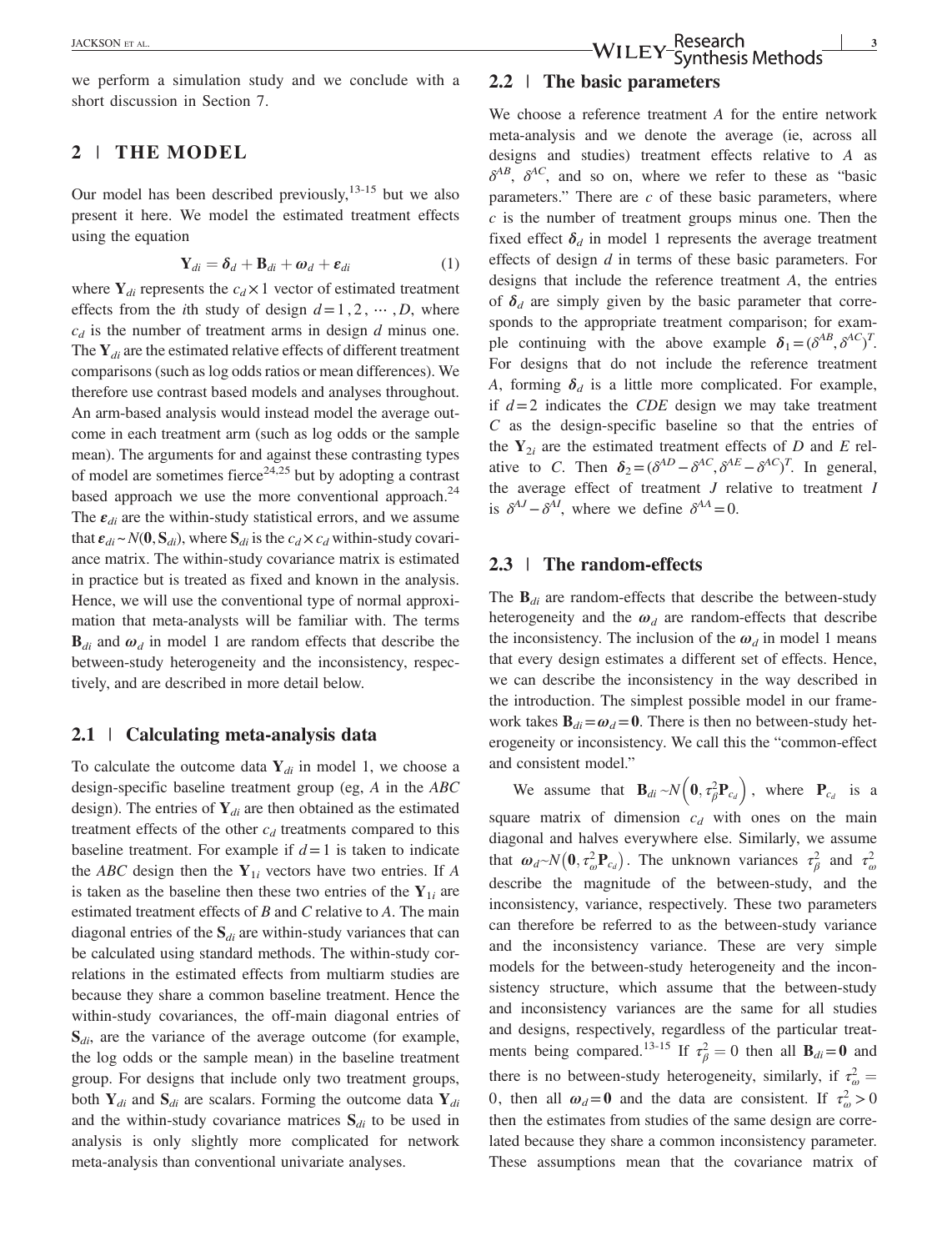we perform a simulation study and we conclude with a short discussion in Section 7.

## 2 | THE MODEL

Our model has been described previously,[13-15] but we also present it here. We model the estimated treatment effects using the equation

$$\mathbf{Y}_{di} = \boldsymbol{\delta}_d + \mathbf{B}_{di} + \boldsymbol{\omega}_d + \boldsymbol{\varepsilon}_{di} \tag{1}$$

where $\mathbf{Y}_{di}$ represents the $c_d \times 1$ vector of estimated treatment effects from the $i$th study of design $d = 1, 2, \cdots, D$, where $c_d$ is the number of treatment arms in design $d$ minus one. The $\mathbf{Y}_{di}$ are the estimated relative effects of different treatment comparisons (such as log odds ratios or mean differences). We therefore use contrast based models and analyses throughout. An arm-based analysis would instead model the average outcome in each treatment arm (such as log odds or the sample mean). The arguments for and against these contrasting types of model are sometimes fierce[24,25] but by adopting a contrast based approach we use the more conventional approach.[24] The $\boldsymbol{\varepsilon}_{di}$ are the within-study statistical errors, and we assume that $\boldsymbol{\varepsilon}_{di} \sim N(\mathbf{0}, \mathbf{S}_{di})$, where $\mathbf{S}_{di}$ is the $c_d \times c_d$ within-study covariance matrix. The within-study covariance matrix is estimated in practice but is treated as fixed and known in the analysis. Hence, we will use the conventional type of normal approximation that meta-analysts will be familiar with. The terms $\mathbf{B}_{di}$ and $\boldsymbol{\omega}_d$ in model 1 are random effects that describe the between-study heterogeneity and the inconsistency, respectively, and are described in more detail below.

### 2.1 | Calculating meta-analysis data

To calculate the outcome data $\mathbf{Y}_{di}$ in model 1, we choose a design-specific baseline treatment group (eg, $A$ in the $ABC$ design). The entries of $\mathbf{Y}_{di}$ are then obtained as the estimated treatment effects of the other $c_d$ treatments compared to this baseline treatment. For example if $d = 1$ is taken to indicate the $ABC$ design then the $\mathbf{Y}_{1i}$ vectors have two entries. If $A$ is taken as the baseline then these two entries of the $\mathbf{Y}_{1i}$ are estimated treatment effects of $B$ and $C$ relative to $A$. The main diagonal entries of the $\mathbf{S}_{di}$ are within-study variances that can be calculated using standard methods. The within-study correlations in the estimated effects from multiarm studies are because they share a common baseline treatment. Hence the within-study covariances, the off-main diagonal entries of $\mathbf{S}_{di}$, are the variance of the average outcome (for example, the log odds or the sample mean) in the baseline treatment group. For designs that include only two treatment groups, both $\mathbf{Y}_{di}$ and $\mathbf{S}_{di}$ are scalars. Forming the outcome data $\mathbf{Y}_{di}$ and the within-study covariance matrices $\mathbf{S}_{di}$ to be used in analysis is only slightly more complicated for network meta-analysis than conventional univariate analyses.

### 2.2 | The basic parameters

We choose a reference treatment $A$ for the entire network meta-analysis and we denote the average (ie, across all designs and studies) treatment effects relative to $A$ as $\delta^{AB}$, $\delta^{AC}$, and so on, where we refer to these as "basic parameters." There are $c$ of these basic parameters, where $c$ is the number of treatment groups minus one. Then the fixed effect $\boldsymbol{\delta}_d$ in model 1 represents the average treatment effects of design $d$ in terms of these basic parameters. For designs that include the reference treatment $A$, the entries of $\boldsymbol{\delta}_d$ are simply given by the basic parameter that corresponds to the appropriate treatment comparison; for example continuing with the above example $\boldsymbol{\delta}_1 = (\delta^{AB}, \delta^{AC})^T$. For designs that do not include the reference treatment $A$, forming $\boldsymbol{\delta}_d$ is a little more complicated. For example, if $d = 2$ indicates the $CDE$ design we may take treatment $C$ as the design-specific baseline so that the entries of the $\mathbf{Y}_{2i}$ are the estimated treatment effects of $D$ and $E$ relative to $C$. Then $\boldsymbol{\delta}_2 = (\delta^{AD} - \delta^{AC}, \delta^{AE} - \delta^{AC})^T$. In general, the average effect of treatment $J$ relative to treatment $I$ is $\delta^{AJ} - \delta^{AI}$, where we define $\delta^{AA} = 0$.

### 2.3 | The random-effects

The $\mathbf{B}_{di}$ are random-effects that describe the between-study heterogeneity and the $\boldsymbol{\omega}_d$ are random-effects that describe the inconsistency. The inclusion of the $\boldsymbol{\omega}_d$ in model 1 means that every design estimates a different set of effects. Hence, we can describe the inconsistency in the way described in the introduction. The simplest possible model in our framework takes $\mathbf{B}_{di} = \boldsymbol{\omega}_d = \mathbf{0}$. There is then no between-study heterogeneity or inconsistency. We call this the "common-effect and consistent model."

We assume that $\mathbf{B}_{di} \sim N\left(\mathbf{0}, \tau_\beta^2 \mathbf{P}_{c_d}\right)$, where $\mathbf{P}_{c_d}$ is a square matrix of dimension $c_d$ with ones on the main diagonal and halves everywhere else. Similarly, we assume that $\boldsymbol{\omega}_d \sim N\left(\mathbf{0}, \tau_\omega^2 \mathbf{P}_{c_d}\right)$. The unknown variances $\tau_\beta^2$ and $\tau_\omega^2$ describe the magnitude of the between-study, and the inconsistency, variance, respectively. These two parameters can therefore be referred to as the between-study variance and the inconsistency variance. These are very simple models for the between-study heterogeneity and the inconsistency structure, which assume that the between-study and inconsistency variances are the same for all studies and designs, respectively, regardless of the particular treatments being compared.[13-15] If $\tau_\beta^2 = 0$ then all $\mathbf{B}_{di} = \mathbf{0}$ and there is no between-study heterogeneity, similarly, if $\tau_\omega^2 = 0$, then all $\boldsymbol{\omega}_d = \mathbf{0}$ and the data are consistent. If $\tau_\omega^2 > 0$ then the estimates from studies of the same design are correlated because they share a common inconsistency parameter. These assumptions mean that the covariance matrix of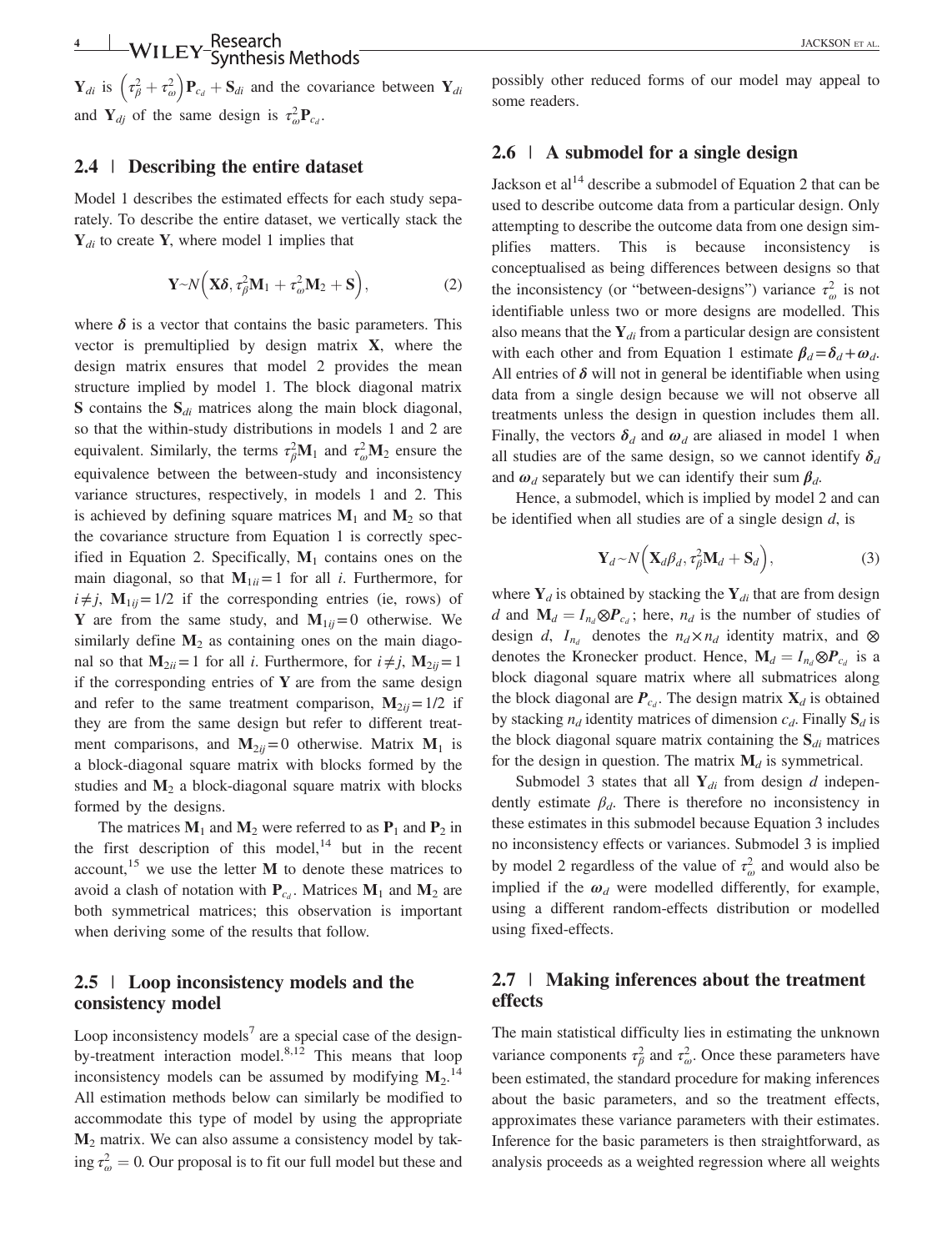$\mathbf{Y}_{di}$ is $\left(\tau_\beta^2 + \tau_\omega^2\right)\mathbf{P}_{c_d} + \mathbf{S}_{di}$ and the covariance between $\mathbf{Y}_{di}$ and $\mathbf{Y}_{dj}$ of the same design is $\tau_\omega^2 \mathbf{P}_{c_d}$.

## 2.4 | Describing the entire dataset

Model 1 describes the estimated effects for each study separately. To describe the entire dataset, we vertically stack the $\mathbf{Y}_{di}$ to create $\mathbf{Y}$, where model 1 implies that

$$\mathbf{Y} \sim N\left(\mathbf{X}\boldsymbol{\delta}, \tau_\beta^2 \mathbf{M}_1 + \tau_\omega^2 \mathbf{M}_2 + \mathbf{S}\right), \tag{2}$$

where $\boldsymbol{\delta}$ is a vector that contains the basic parameters. This vector is premultiplied by design matrix $\mathbf{X}$, where the design matrix ensures that model 2 provides the mean structure implied by model 1. The block diagonal matrix $\mathbf{S}$ contains the $\mathbf{S}_{di}$ matrices along the main block diagonal, so that the within-study distributions in models 1 and 2 are equivalent. Similarly, the terms $\tau_\beta^2 \mathbf{M}_1$ and $\tau_\omega^2 \mathbf{M}_2$ ensure the equivalence between the between-study and inconsistency variance structures, respectively, in models 1 and 2. This is achieved by defining square matrices $\mathbf{M}_1$ and $\mathbf{M}_2$ so that the covariance structure from Equation 1 is correctly specified in Equation 2. Specifically, $\mathbf{M}_1$ contains ones on the main diagonal, so that $\mathbf{M}_{1ii} = 1$ for all $i$. Furthermore, for $i \neq j$, $\mathbf{M}_{1ij} = 1/2$ if the corresponding entries (ie, rows) of $\mathbf{Y}$ are from the same study, and $\mathbf{M}_{1ij} = 0$ otherwise. We similarly define $\mathbf{M}_2$ as containing ones on the main diagonal so that $\mathbf{M}_{2ii} = 1$ for all $i$. Furthermore, for $i \neq j$, $\mathbf{M}_{2ij} = 1$ if the corresponding entries of $\mathbf{Y}$ are from the same design and refer to the same treatment comparison, $\mathbf{M}_{2ij} = 1/2$ if they are from the same design but refer to different treatment comparisons, and $\mathbf{M}_{2ij} = 0$ otherwise. Matrix $\mathbf{M}_1$ is a block-diagonal square matrix with blocks formed by the studies and $\mathbf{M}_2$ a block-diagonal square matrix with blocks formed by the designs.

The matrices $\mathbf{M}_1$ and $\mathbf{M}_2$ were referred to as $\mathbf{P}_1$ and $\mathbf{P}_2$ in the first description of this model,[14] but in the recent account,[15] we use the letter $\mathbf{M}$ to denote these matrices to avoid a clash of notation with $\mathbf{P}_{c_d}$. Matrices $\mathbf{M}_1$ and $\mathbf{M}_2$ are both symmetrical matrices; this observation is important when deriving some of the results that follow.

## 2.5 | Loop inconsistency models and the consistency model

Loop inconsistency models[7] are a special case of the design-by-treatment interaction model.[8,12] This means that loop inconsistency models can be assumed by modifying $\mathbf{M}_2$.[14] All estimation methods below can similarly be modified to accommodate this type of model by using the appropriate $\mathbf{M}_2$ matrix. We can also assume a consistency model by taking $\tau_\omega^2 = 0$. Our proposal is to fit our full model but these and possibly other reduced forms of our model may appeal to some readers.

## 2.6 | A submodel for a single design

Jackson et al[14] describe a submodel of Equation 2 that can be used to describe outcome data from a particular design. Only attempting to describe the outcome data from one design simplifies matters. This is because inconsistency is conceptualised as being differences between designs so that the inconsistency (or "between-designs") variance $\tau_\omega^2$ is not identifiable unless two or more designs are modelled. This also means that the $\mathbf{Y}_{di}$ from a particular design are consistent with each other and from Equation 1 estimate $\boldsymbol{\beta}_d = \boldsymbol{\delta}_d + \boldsymbol{\omega}_d$. All entries of $\boldsymbol{\delta}$ will not in general be identifiable when using data from a single design because we will not observe all treatments unless the design in question includes them all. Finally, the vectors $\boldsymbol{\delta}_d$ and $\boldsymbol{\omega}_d$ are aliased in model 1 when all studies are of the same design, so we cannot identify $\boldsymbol{\delta}_d$ and $\boldsymbol{\omega}_d$ separately but we can identify their sum $\boldsymbol{\beta}_d$.

Hence, a submodel, which is implied by model 2 and can be identified when all studies are of a single design $d$, is

$$\mathbf{Y}_d \sim N\left(\mathbf{X}_d \beta_d, \tau_\beta^2 \mathbf{M}_d + \mathbf{S}_d\right), \tag{3}$$

where $\mathbf{Y}_d$ is obtained by stacking the $\mathbf{Y}_{di}$ that are from design $d$ and $\mathbf{M}_d = I_{n_d} \otimes \boldsymbol{P}_{c_d}$; here, $n_d$ is the number of studies of design $d$, $I_{n_d}$ denotes the $n_d \times n_d$ identity matrix, and $\otimes$ denotes the Kronecker product. Hence, $\mathbf{M}_d = I_{n_d} \otimes \boldsymbol{P}_{c_d}$ is a block diagonal square matrix where all submatrices along the block diagonal are $\boldsymbol{P}_{c_d}$. The design matrix $\mathbf{X}_d$ is obtained by stacking $n_d$ identity matrices of dimension $c_d$. Finally $\mathbf{S}_d$ is the block diagonal square matrix containing the $\mathbf{S}_{di}$ matrices for the design in question. The matrix $\mathbf{M}_d$ is symmetrical.

Submodel 3 states that all $\mathbf{Y}_{di}$ from design $d$ independently estimate $\beta_d$. There is therefore no inconsistency in these estimates in this submodel because Equation 3 includes no inconsistency effects or variances. Submodel 3 is implied by model 2 regardless of the value of $\tau_\omega^2$ and would also be implied if the $\boldsymbol{\omega}_d$ were modelled differently, for example, using a different random-effects distribution or modelled using fixed-effects.

## 2.7 | Making inferences about the treatment effects

The main statistical difficulty lies in estimating the unknown variance components $\tau_\beta^2$ and $\tau_\omega^2$. Once these parameters have been estimated, the standard procedure for making inferences about the basic parameters, and so the treatment effects, approximates these variance parameters with their estimates. Inference for the basic parameters is then straightforward, as analysis proceeds as a weighted regression where all weights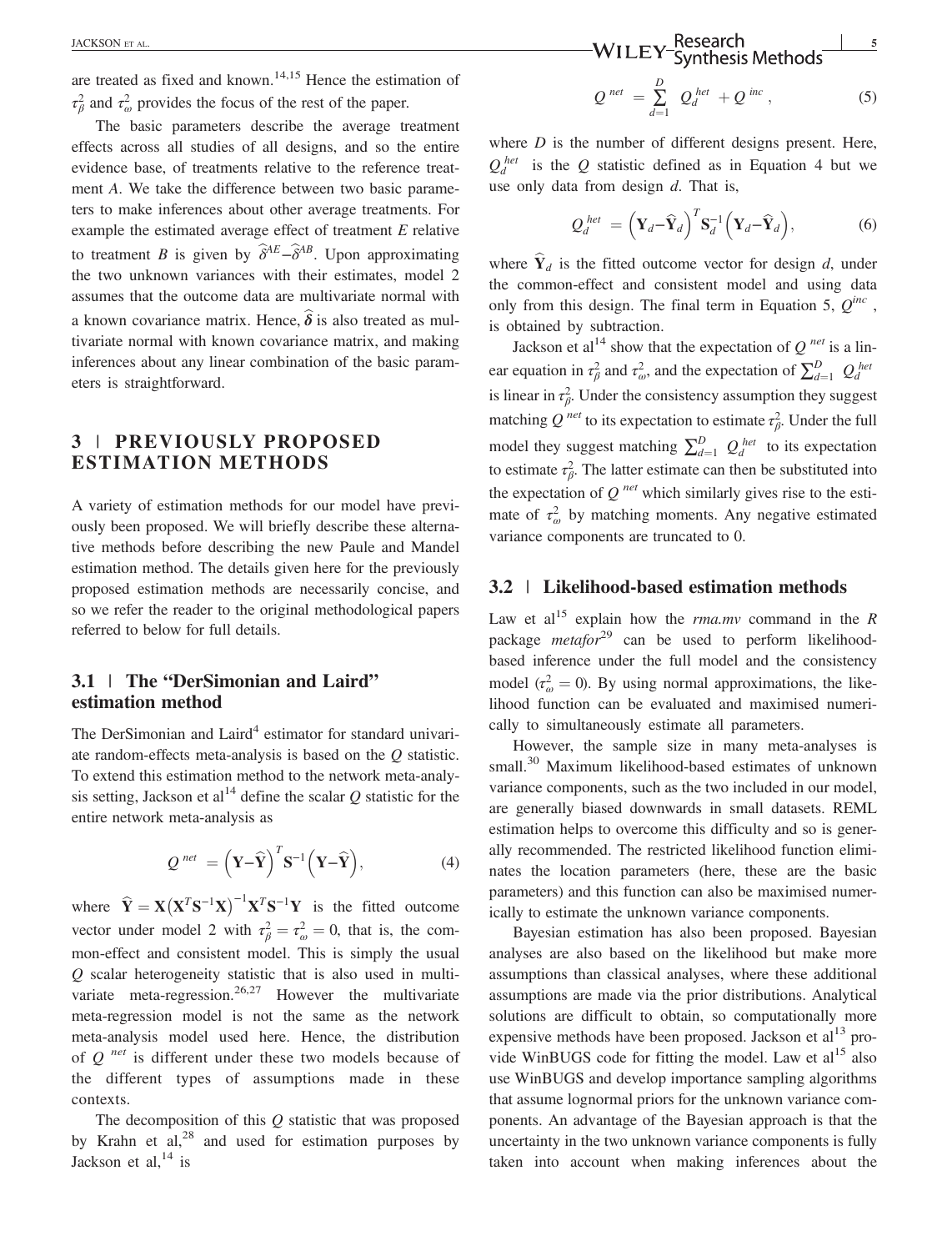are treated as fixed and known.[14,15] Hence the estimation of $\tau_\beta^2$ and $\tau_\omega^2$ provides the focus of the rest of the paper.

The basic parameters describe the average treatment effects across all studies of all designs, and so the entire evidence base, of treatments relative to the reference treatment $A$. We take the difference between two basic parameters to make inferences about other average treatments. For example the estimated average effect of treatment $E$ relative to treatment $B$ is given by $\widehat{\delta}^{AE} - \widehat{\delta}^{AB}$. Upon approximating the two unknown variances with their estimates, model 2 assumes that the outcome data are multivariate normal with a known covariance matrix. Hence, $\widehat{\boldsymbol{\delta}}$ is also treated as multivariate normal with known covariance matrix, and making inferences about any linear combination of the basic parameters is straightforward.

## 3 | PREVIOUSLY PROPOSED ESTIMATION METHODS

A variety of estimation methods for our model have previously been proposed. We will briefly describe these alternative methods before describing the new Paule and Mandel estimation method. The details given here for the previously proposed estimation methods are necessarily concise, and so we refer the reader to the original methodological papers referred to below for full details.

### 3.1 | The "DerSimonian and Laird" estimation method

The DerSimonian and Laird[4] estimator for standard univariate random-effects meta-analysis is based on the $Q$ statistic. To extend this estimation method to the network meta-analysis setting, Jackson et al[14] define the scalar $Q$ statistic for the entire network meta-analysis as

$$Q^{net} = \left(\mathbf{Y} - \widehat{\mathbf{Y}}\right)^T \mathbf{S}^{-1} \left(\mathbf{Y} - \widehat{\mathbf{Y}}\right), \tag{4}$$

where $\widehat{\mathbf{Y}} = \mathbf{X}\left(\mathbf{X}^T\mathbf{S}^{-1}\mathbf{X}\right)^{-1}\mathbf{X}^T\mathbf{S}^{-1}\mathbf{Y}$ is the fitted outcome vector under model 2 with $\tau_\beta^2 = \tau_\omega^2 = 0$, that is, the common-effect and consistent model. This is simply the usual $Q$ scalar heterogeneity statistic that is also used in multivariate meta-regression.[26,27] However the multivariate meta-regression model is not the same as the network meta-analysis model used here. Hence, the distribution of $Q^{net}$ is different under these two models because of the different types of assumptions made in these contexts.

The decomposition of this $Q$ statistic that was proposed by Krahn et al,[28] and used for estimation purposes by Jackson et al,[14] is

$$Q^{net} = \sum_{d=1}^{D} Q_d^{het} + Q^{inc}, \tag{5}$$

where $D$ is the number of different designs present. Here, $Q_d^{het}$ is the $Q$ statistic defined as in Equation 4 but we use only data from design $d$. That is,

$$Q_d^{het} = \left(\mathbf{Y}_d - \widehat{\mathbf{Y}}_d\right)^T \mathbf{S}_d^{-1} \left(\mathbf{Y}_d - \widehat{\mathbf{Y}}_d\right), \tag{6}$$

where $\widehat{\mathbf{Y}}_d$ is the fitted outcome vector for design $d$, under the common-effect and consistent model and using data only from this design. The final term in Equation 5, $Q^{inc}$, is obtained by subtraction.

Jackson et al[14] show that the expectation of $Q^{net}$ is a linear equation in $\tau_\beta^2$ and $\tau_\omega^2$, and the expectation of $\sum_{d=1}^{D} Q_d^{het}$ is linear in $\tau_\beta^2$. Under the consistency assumption they suggest matching $Q^{net}$ to its expectation to estimate $\tau_\beta^2$. Under the full model they suggest matching $\sum_{d=1}^{D} Q_d^{het}$ to its expectation to estimate $\tau_\beta^2$. The latter estimate can then be substituted into the expectation of $Q^{net}$ which similarly gives rise to the estimate of $\tau_\omega^2$ by matching moments. Any negative estimated variance components are truncated to 0.

### 3.2 | Likelihood-based estimation methods

Law et al[15] explain how the *rma.mv* command in the *R* package *metafor*[29] can be used to perform likelihood-based inference under the full model and the consistency model ($\tau_\omega^2 = 0$). By using normal approximations, the likelihood function can be evaluated and maximised numerically to simultaneously estimate all parameters.

However, the sample size in many meta-analyses is small.[30] Maximum likelihood-based estimates of unknown variance components, such as the two included in our model, are generally biased downwards in small datasets. REML estimation helps to overcome this difficulty and so is generally recommended. The restricted likelihood function eliminates the location parameters (here, these are the basic parameters) and this function can also be maximised numerically to estimate the unknown variance components.

Bayesian estimation has also been proposed. Bayesian analyses are also based on the likelihood but make more assumptions than classical analyses, where these additional assumptions are made via the prior distributions. Analytical solutions are difficult to obtain, so computationally more expensive methods have been proposed. Jackson et al[13] provide WinBUGS code for fitting the model. Law et al[15] also use WinBUGS and develop importance sampling algorithms that assume lognormal priors for the unknown variance components. An advantage of the Bayesian approach is that the uncertainty in the two unknown variance components is fully taken into account when making inferences about the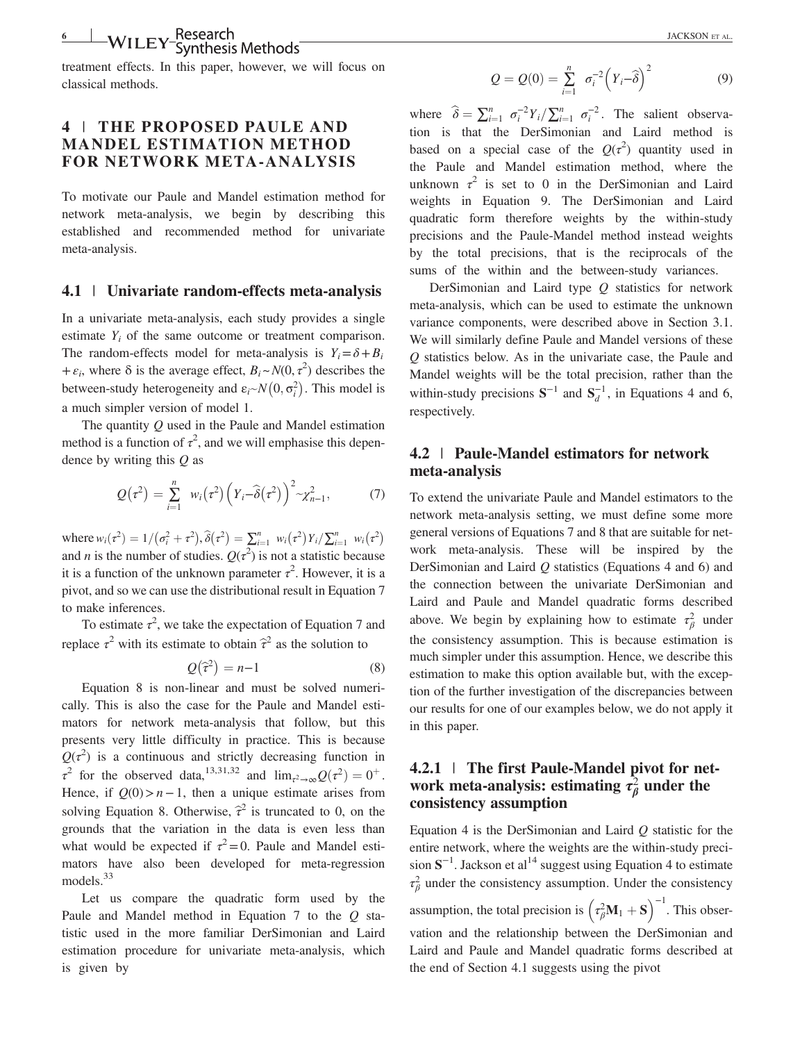treatment effects. In this paper, however, we will focus on classical methods.

## 4 | THE PROPOSED PAULE AND MANDEL ESTIMATION METHOD FOR NETWORK META-ANALYSIS

To motivate our Paule and Mandel estimation method for network meta-analysis, we begin by describing this established and recommended method for univariate meta-analysis.

### 4.1 | Univariate random-effects meta-analysis

In a univariate meta-analysis, each study provides a single estimate $Y_i$ of the same outcome or treatment comparison. The random-effects model for meta-analysis is $Y_i = \delta + B_i + \varepsilon_i$, where δ is the average effect, $B_i \sim N(0, \tau^2)$ describes the between-study heterogeneity and $\varepsilon_i \sim N(0, \sigma_i^2)$. This model is a much simpler version of model 1.

The quantity $Q$ used in the Paule and Mandel estimation method is a function of $\tau^2$, and we will emphasise this dependence by writing this $Q$ as

$$Q(\tau^2) = \sum_{i=1}^{n} w_i(\tau^2)\left(Y_i - \widehat{\delta}(\tau^2)\right)^2 \sim \chi^2_{n-1}, \tag{7}$$

where $w_i(\tau^2) = 1/(\sigma_i^2 + \tau^2)$, $\widehat{\delta}(\tau^2) = \sum_{i=1}^{n} w_i(\tau^2) Y_i / \sum_{i=1}^{n} w_i(\tau^2)$ and $n$ is the number of studies. $Q(\tau^2)$ is not a statistic because it is a function of the unknown parameter $\tau^2$. However, it is a pivot, and so we can use the distributional result in Equation 7 to make inferences.

To estimate $\tau^2$, we take the expectation of Equation 7 and replace $\tau^2$ with its estimate to obtain $\widehat{\tau}^2$ as the solution to

$$Q(\widehat{\tau}^2) = n - 1 \tag{8}$$

Equation 8 is non-linear and must be solved numerically. This is also the case for the Paule and Mandel estimators for network meta-analysis that follow, but this presents very little difficulty in practice. This is because $Q(\tau^2)$ is a continuous and strictly decreasing function in $\tau^2$ for the observed data,[13,31,32] and $\lim_{\tau^2 \to \infty} Q(\tau^2) = 0^+$. Hence, if $Q(0) > n - 1$, then a unique estimate arises from solving Equation 8. Otherwise, $\widehat{\tau}^2$ is truncated to 0, on the grounds that the variation in the data is even less than what would be expected if $\tau^2 = 0$. Paule and Mandel estimators have also been developed for meta-regression models.[33]

Let us compare the quadratic form used by the Paule and Mandel method in Equation 7 to the $Q$ statistic used in the more familiar DerSimonian and Laird estimation procedure for univariate meta-analysis, which is given by

$$Q = Q(0) = \sum_{i=1}^{n} \sigma_i^{-2}\left(Y_i - \widehat{\delta}\right)^2 \tag{9}$$

where $\widehat{\delta} = \sum_{i=1}^{n} \sigma_i^{-2} Y_i / \sum_{i=1}^{n} \sigma_i^{-2}$. The salient observation is that the DerSimonian and Laird method is based on a special case of the $Q(\tau^2)$ quantity used in the Paule and Mandel estimation method, where the unknown $\tau^2$ is set to 0 in the DerSimonian and Laird weights in Equation 9. The DerSimonian and Laird quadratic form therefore weights by the within-study precisions and the Paule-Mandel method instead weights by the total precisions, that is the reciprocals of the sums of the within and the between-study variances.

DerSimonian and Laird type $Q$ statistics for network meta-analysis, which can be used to estimate the unknown variance components, were described above in Section 3.1. We will similarly define Paule and Mandel versions of these $Q$ statistics below. As in the univariate case, the Paule and Mandel weights will be the total precision, rather than the within-study precisions $\mathbf{S}^{-1}$ and $\mathbf{S}_d^{-1}$, in Equations 4 and 6, respectively.

### 4.2 | Paule-Mandel estimators for network meta-analysis

To extend the univariate Paule and Mandel estimators to the network meta-analysis setting, we must define some more general versions of Equations 7 and 8 that are suitable for network meta-analysis. These will be inspired by the DerSimonian and Laird $Q$ statistics (Equations 4 and 6) and the connection between the univariate DerSimonian and Laird and Paule and Mandel quadratic forms described above. We begin by explaining how to estimate $\tau_\beta^2$ under the consistency assumption. This is because estimation is much simpler under this assumption. Hence, we describe this estimation to make this option available but, with the exception of the further investigation of the discrepancies between our results for one of our examples below, we do not apply it in this paper.

#### 4.2.1 | The first Paule-Mandel pivot for network meta-analysis: estimating $\tau_\beta^2$ under the consistency assumption

Equation 4 is the DerSimonian and Laird $Q$ statistic for the entire network, where the weights are the within-study precision $\mathbf{S}^{-1}$. Jackson et al[14] suggest using Equation 4 to estimate $\tau_\beta^2$ under the consistency assumption. Under the consistency assumption, the total precision is $\left(\tau_\beta^2 \mathbf{M}_1 + \mathbf{S}\right)^{-1}$. This observation and the relationship between the DerSimonian and Laird and Paule and Mandel quadratic forms described at the end of Section 4.1 suggests using the pivot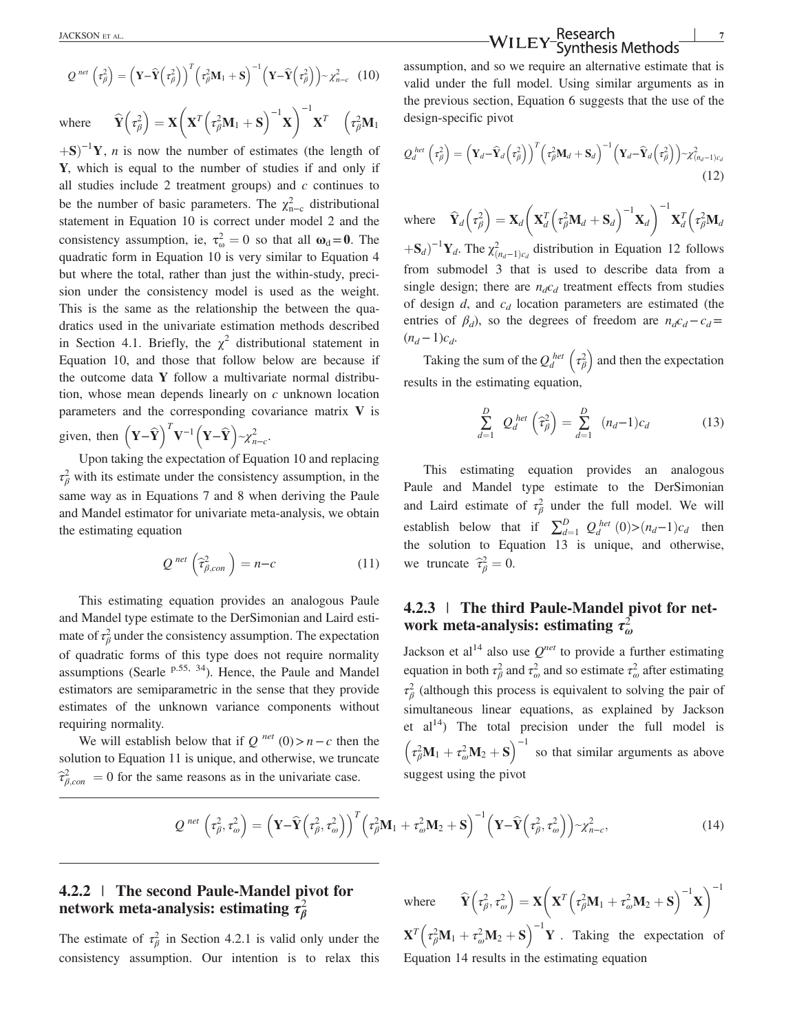$$Q^{net}\left(\tau_\beta^2\right) = \left(\mathbf{Y} - \widehat{\mathbf{Y}}\left(\tau_\beta^2\right)\right)^T \left(\tau_\beta^2 \mathbf{M}_1 + \mathbf{S}\right)^{-1} \left(\mathbf{Y} - \widehat{\mathbf{Y}}\left(\tau_\beta^2\right)\right) \sim \chi^2_{n-c} \quad (10)$$

where $\widehat{\mathbf{Y}}\left(\tau_\beta^2\right) = \mathbf{X}\left(\mathbf{X}^T\left(\tau_\beta^2\mathbf{M}_1 + \mathbf{S}\right)^{-1}\mathbf{X}\right)^{-1}\mathbf{X}^T \left(\tau_\beta^2\mathbf{M}_1 + \mathbf{S}\right)^{-1}\mathbf{Y}$, $n$ is now the number of estimates (the length of $\mathbf{Y}$, which is equal to the number of studies if and only if all studies include 2 treatment groups) and $c$ continues to be the number of basic parameters. The $\chi^2_{n-c}$ distributional statement in Equation 10 is correct under model 2 and the consistency assumption, ie, $\tau_\omega^2 = 0$ so that all $\boldsymbol{\omega}_d = \mathbf{0}$. The quadratic form in Equation 10 is very similar to Equation 4 but where the total, rather than just the within-study, precision under the consistency model is used as the weight. This is the same as the relationship between the quadratics used in the univariate estimation methods described in Section 4.1. Briefly, the $\chi^2$ distributional statement in Equation 10, and those that follow below are because if the outcome data $\mathbf{Y}$ follow a multivariate normal distribution, whose mean depends linearly on $c$ unknown location parameters and the corresponding covariance matrix $\mathbf{V}$ is given, then $\left(\mathbf{Y} - \widehat{\mathbf{Y}}\right)^T \mathbf{V}^{-1}\left(\mathbf{Y} - \widehat{\mathbf{Y}}\right) \sim \chi^2_{n-c}$.

Upon taking the expectation of Equation 10 and replacing $\tau_\beta^2$ with its estimate under the consistency assumption, in the same way as in Equations 7 and 8 when deriving the Paule and Mandel estimator for univariate meta-analysis, we obtain the estimating equation

$$Q^{net}\left(\widehat{\tau}^2_{\beta,con}\right) = n - c \quad (11)$$

This estimating equation provides an analogous Paule and Mandel type estimate to the DerSimonian and Laird estimate of $\tau_\beta^2$ under the consistency assumption. The expectation of quadratic forms of this type does not require normality assumptions (Searle [p.55, 34]). Hence, the Paule and Mandel estimators are semiparametric in the sense that they provide estimates of the unknown variance components without requiring normality.

We will establish below that if $Q^{net}(0) > n - c$ then the solution to Equation 11 is unique, and otherwise, we truncate $\widehat{\tau}^2_{\beta,con} = 0$ for the same reasons as in the univariate case.

### 4.2.2 | The second Paule-Mandel pivot for network meta-analysis: estimating $\tau_\beta^2$

The estimate of $\tau_\beta^2$ in Section 4.2.1 is valid only under the consistency assumption. Our intention is to relax this assumption, and so we require an alternative estimate that is valid under the full model. Using similar arguments as in the previous section, Equation 6 suggests that the use of the design-specific pivot

$$Q_d^{het}\left(\tau_\beta^2\right) = \left(\mathbf{Y}_d - \widehat{\mathbf{Y}}_d\left(\tau_\beta^2\right)\right)^T \left(\tau_\beta^2\mathbf{M}_d + \mathbf{S}_d\right)^{-1}\left(\mathbf{Y}_d - \widehat{\mathbf{Y}}_d\left(\tau_\beta^2\right)\right) \sim \chi^2_{(n_d-1)c_d} \quad (12)$$

where $\widehat{\mathbf{Y}}_d\left(\tau_\beta^2\right) = \mathbf{X}_d\left(\mathbf{X}_d^T\left(\tau_\beta^2\mathbf{M}_d + \mathbf{S}_d\right)^{-1}\mathbf{X}_d\right)^{-1}\mathbf{X}_d^T\left(\tau_\beta^2\mathbf{M}_d + \mathbf{S}_d\right)^{-1}\mathbf{Y}_d$. The $\chi^2_{(n_d-1)c_d}$ distribution in Equation 12 follows from submodel 3 that is used to describe data from a single design; there are $n_d c_d$ treatment effects from studies of design $d$, and $c_d$ location parameters are estimated (the entries of $\beta_d$), so the degrees of freedom are $n_d c_d - c_d = (n_d - 1)c_d$.

Taking the sum of the $Q_d^{het}\left(\tau_\beta^2\right)$ and then the expectation results in the estimating equation,

$$\sum_{d=1}^{D} Q_d^{het}\left(\widehat{\tau}_\beta^2\right) = \sum_{d=1}^{D} (n_d - 1)c_d \quad (13)$$

This estimating equation provides an analogous Paule and Mandel type estimate to the DerSimonian and Laird estimate of $\tau_\beta^2$ under the full model. We will establish below that if $\sum_{d=1}^{D} Q_d^{het}(0) > (n_d - 1)c_d$ then the solution to Equation 13 is unique, and otherwise, we truncate $\widehat{\tau}_\beta^2 = 0$.

### 4.2.3 | The third Paule-Mandel pivot for network meta-analysis: estimating $\tau_\omega^2$

Jackson et al[14] also use $Q^{net}$ to provide a further estimating equation in both $\tau_\beta^2$ and $\tau_\omega^2$ and so estimate $\tau_\omega^2$ after estimating $\tau_\beta^2$ (although this process is equivalent to solving the pair of simultaneous linear equations, as explained by Jackson et al[14]) The total precision under the full model is $\left(\tau_\beta^2\mathbf{M}_1 + \tau_\omega^2\mathbf{M}_2 + \mathbf{S}\right)^{-1}$ so that similar arguments as above suggest using the pivot

$$Q^{net}\left(\tau_\beta^2, \tau_\omega^2\right) = \left(\mathbf{Y} - \widehat{\mathbf{Y}}\left(\tau_\beta^2, \tau_\omega^2\right)\right)^T \left(\tau_\beta^2\mathbf{M}_1 + \tau_\omega^2\mathbf{M}_2 + \mathbf{S}\right)^{-1}\left(\mathbf{Y} - \widehat{\mathbf{Y}}\left(\tau_\beta^2, \tau_\omega^2\right)\right) \sim \chi^2_{n-c}, \quad (14)$$

where $\widehat{\mathbf{Y}}\left(\tau_\beta^2, \tau_\omega^2\right) = \mathbf{X}\left(\mathbf{X}^T\left(\tau_\beta^2\mathbf{M}_1 + \tau_\omega^2\mathbf{M}_2 + \mathbf{S}\right)^{-1}\mathbf{X}\right)^{-1}\mathbf{X}^T\left(\tau_\beta^2\mathbf{M}_1 + \tau_\omega^2\mathbf{M}_2 + \mathbf{S}\right)^{-1}\mathbf{Y}$. Taking the expectation of Equation 14 results in the estimating equation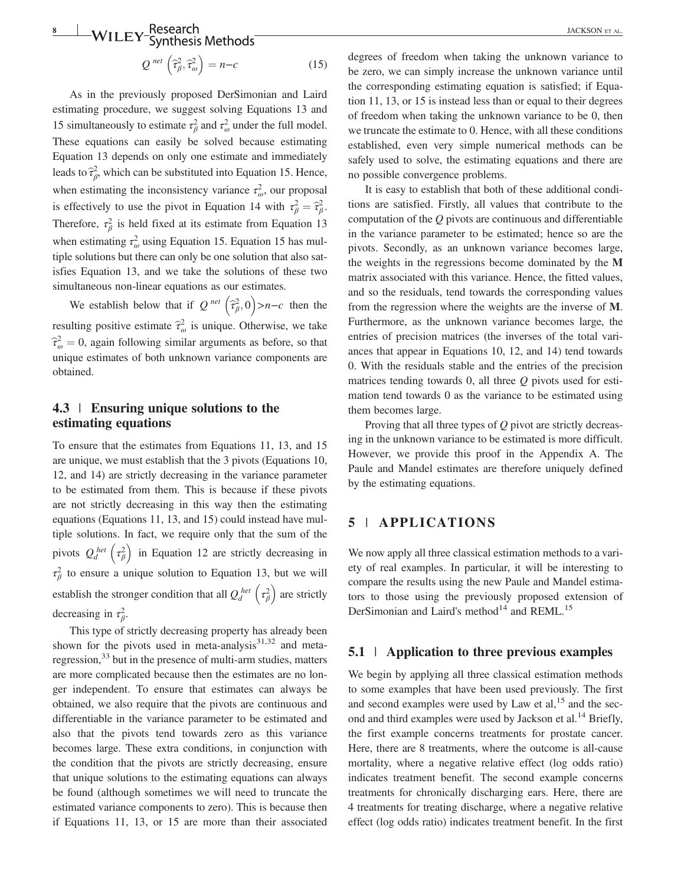$$Q^{net}\left(\hat{\tau}^2_\beta, \hat{\tau}^2_\omega\right) = n - c \tag{15}$$

As in the previously proposed DerSimonian and Laird estimating procedure, we suggest solving Equations 13 and 15 simultaneously to estimate $\tau^2_\beta$ and $\tau^2_\omega$ under the full model. These equations can easily be solved because estimating Equation 13 depends on only one estimate and immediately leads to $\hat{\tau}^2_\beta$, which can be substituted into Equation 15. Hence, when estimating the inconsistency variance $\tau^2_\omega$, our proposal is effectively to use the pivot in Equation 14 with $\tau^2_\beta = \hat{\tau}^2_\beta$. Therefore, $\tau^2_\beta$ is held fixed at its estimate from Equation 13 when estimating $\tau^2_\omega$ using Equation 15. Equation 15 has multiple solutions but there can only be one solution that also satisfies Equation 13, and we take the solutions of these two simultaneous non-linear equations as our estimates.

We establish below that if $Q^{net}\left(\hat{\tau}^2_\beta, 0\right) > n - c$ then the resulting positive estimate $\hat{\tau}^2_\omega$ is unique. Otherwise, we take $\hat{\tau}^2_\omega = 0$, again following similar arguments as before, so that unique estimates of both unknown variance components are obtained.

### 4.3 | Ensuring unique solutions to the estimating equations

To ensure that the estimates from Equations 11, 13, and 15 are unique, we must establish that the 3 pivots (Equations 10, 12, and 14) are strictly decreasing in the variance parameter to be estimated from them. This is because if these pivots are not strictly decreasing in this way then the estimating equations (Equations 11, 13, and 15) could instead have multiple solutions. In fact, we require only that the sum of the pivots $Q^{het}_d\left(\tau^2_\beta\right)$ in Equation 12 are strictly decreasing in $\tau^2_\beta$ to ensure a unique solution to Equation 13, but we will establish the stronger condition that all $Q^{het}_d\left(\tau^2_\beta\right)$ are strictly decreasing in $\tau^2_\beta$.

This type of strictly decreasing property has already been shown for the pivots used in meta-analysis[31,32] and meta-regression,[33] but in the presence of multi-arm studies, matters are more complicated because then the estimates are no longer independent. To ensure that estimates can always be obtained, we also require that the pivots are continuous and differentiable in the variance parameter to be estimated and also that the pivots tend towards zero as this variance becomes large. These extra conditions, in conjunction with the condition that the pivots are strictly decreasing, ensure that unique solutions to the estimating equations can always be found (although sometimes we will need to truncate the estimated variance components to zero). This is because then if Equations 11, 13, or 15 are more than their associated degrees of freedom when taking the unknown variance to be zero, we can simply increase the unknown variance until the corresponding estimating equation is satisfied; if Equation 11, 13, or 15 is instead less than or equal to their degrees of freedom when taking the unknown variance to be 0, then we truncate the estimate to 0. Hence, with all these conditions established, even very simple numerical methods can be safely used to solve, the estimating equations and there are no possible convergence problems.

It is easy to establish that both of these additional conditions are satisfied. Firstly, all values that contribute to the computation of the $Q$ pivots are continuous and differentiable in the variance parameter to be estimated; hence so are the pivots. Secondly, as an unknown variance becomes large, the weights in the regressions become dominated by the **M** matrix associated with this variance. Hence, the fitted values, and so the residuals, tend towards the corresponding values from the regression where the weights are the inverse of **M**. Furthermore, as the unknown variance becomes large, the entries of precision matrices (the inverses of the total variances that appear in Equations 10, 12, and 14) tend towards 0. With the residuals stable and the entries of the precision matrices tending towards 0, all three $Q$ pivots used for estimation tend towards 0 as the variance to be estimated using them becomes large.

Proving that all three types of $Q$ pivot are strictly decreasing in the unknown variance to be estimated is more difficult. However, we provide this proof in the Appendix A. The Paule and Mandel estimates are therefore uniquely defined by the estimating equations.

## 5 | APPLICATIONS

We now apply all three classical estimation methods to a variety of real examples. In particular, it will be interesting to compare the results using the new Paule and Mandel estimators to those using the previously proposed extension of DerSimonian and Laird's method[14] and REML.[15]

### 5.1 | Application to three previous examples

We begin by applying all three classical estimation methods to some examples that have been used previously. The first and second examples were used by Law et al,[15] and the second and third examples were used by Jackson et al.[14] Briefly, the first example concerns treatments for prostate cancer. Here, there are 8 treatments, where the outcome is all-cause mortality, where a negative relative effect (log odds ratio) indicates treatment benefit. The second example concerns treatments for chronically discharging ears. Here, there are 4 treatments for treating discharge, where a negative relative effect (log odds ratio) indicates treatment benefit. In the first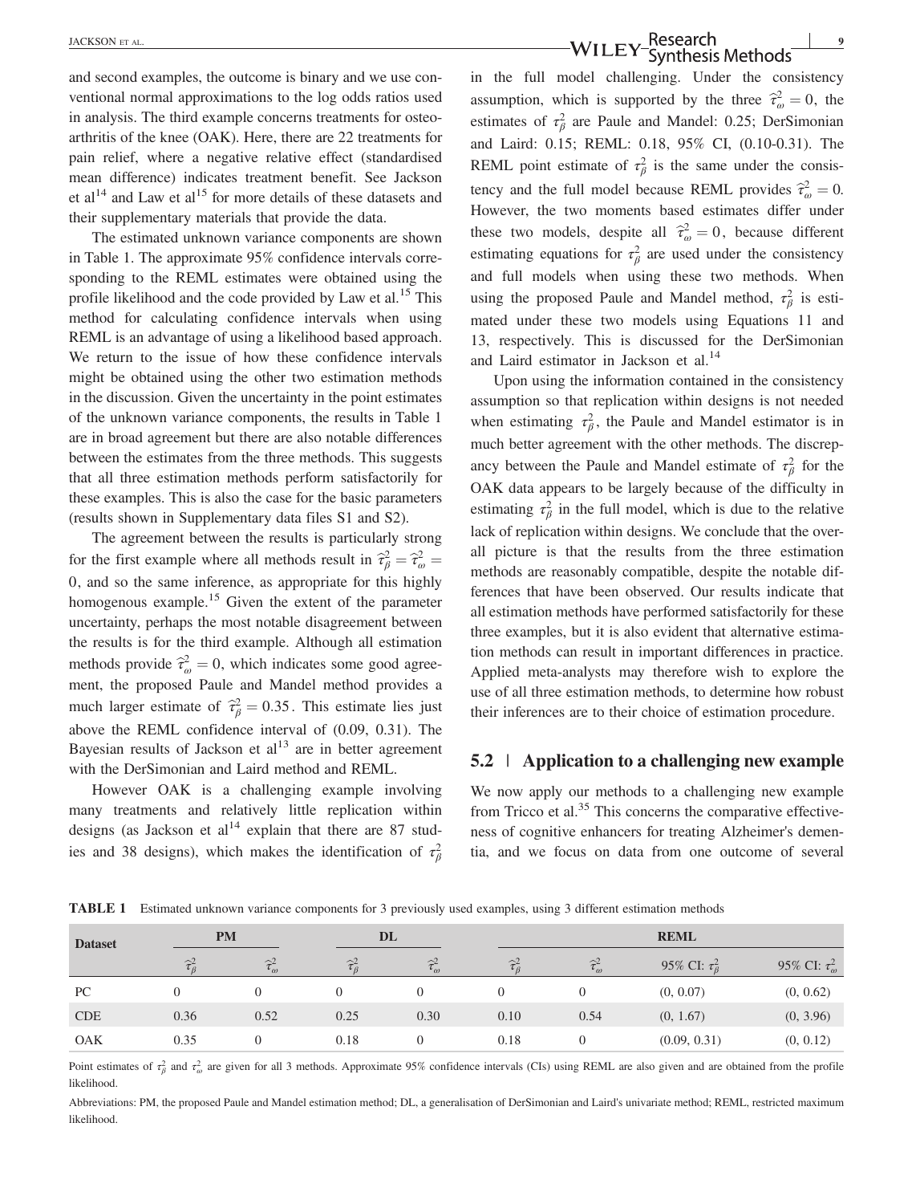and second examples, the outcome is binary and we use conventional normal approximations to the log odds ratios used in analysis. The third example concerns treatments for osteoarthritis of the knee (OAK). Here, there are 22 treatments for pain relief, where a negative relative effect (standardised mean difference) indicates treatment benefit. See Jackson et al[14] and Law et al[15] for more details of these datasets and their supplementary materials that provide the data.

The estimated unknown variance components are shown in Table 1. The approximate 95% confidence intervals corresponding to the REML estimates were obtained using the profile likelihood and the code provided by Law et al.[15] This method for calculating confidence intervals when using REML is an advantage of using a likelihood based approach. We return to the issue of how these confidence intervals might be obtained using the other two estimation methods in the discussion. Given the uncertainty in the point estimates of the unknown variance components, the results in Table 1 are in broad agreement but there are also notable differences between the estimates from the three methods. This suggests that all three estimation methods perform satisfactorily for these examples. This is also the case for the basic parameters (results shown in Supplementary data files S1 and S2).

The agreement between the results is particularly strong for the first example where all methods result in $\hat{\tau}_\beta^2 = \hat{\tau}_\omega^2 = 0$, and so the same inference, as appropriate for this highly homogenous example.[15] Given the extent of the parameter uncertainty, perhaps the most notable disagreement between the results is for the third example. Although all estimation methods provide $\hat{\tau}_\omega^2 = 0$, which indicates some good agreement, the proposed Paule and Mandel method provides a much larger estimate of $\hat{\tau}_\beta^2 = 0.35$. This estimate lies just above the REML confidence interval of (0.09, 0.31). The Bayesian results of Jackson et al[13] are in better agreement with the DerSimonian and Laird method and REML.

However OAK is a challenging example involving many treatments and relatively little replication within designs (as Jackson et al[14] explain that there are 87 studies and 38 designs), which makes the identification of $\tau_\beta^2$ in the full model challenging. Under the consistency assumption, which is supported by the three $\hat{\tau}_\omega^2 = 0$, the estimates of $\tau_\beta^2$ are Paule and Mandel: 0.25; DerSimonian and Laird: 0.15; REML: 0.18, 95% CI, (0.10-0.31). The REML point estimate of $\tau_\beta^2$ is the same under the consistency and the full model because REML provides $\hat{\tau}_\omega^2 = 0$. However, the two moments based estimates differ under these two models, despite all $\hat{\tau}_\omega^2 = 0$, because different estimating equations for $\tau_\beta^2$ are used under the consistency and full models when using these two methods. When using the proposed Paule and Mandel method, $\tau_\beta^2$ is estimated under these two models using Equations 11 and 13, respectively. This is discussed for the DerSimonian and Laird estimator in Jackson et al.[14]

Upon using the information contained in the consistency assumption so that replication within designs is not needed when estimating $\tau_\beta^2$, the Paule and Mandel estimator is in much better agreement with the other methods. The discrepancy between the Paule and Mandel estimate of $\tau_\beta^2$ for the OAK data appears to be largely because of the difficulty in estimating $\tau_\beta^2$ in the full model, which is due to the relative lack of replication within designs. We conclude that the overall picture is that the results from the three estimation methods are reasonably compatible, despite the notable differences that have been observed. Our results indicate that all estimation methods have performed satisfactorily for these three examples, but it is also evident that alternative estimation methods can result in important differences in practice. Applied meta-analysts may therefore wish to explore the use of all three estimation methods, to determine how robust their inferences are to their choice of estimation procedure.

## 5.2 | Application to a challenging new example

We now apply our methods to a challenging new example from Tricco et al.[35] This concerns the comparative effectiveness of cognitive enhancers for treating Alzheimer's dementia, and we focus on data from one outcome of several

**TABLE 1** Estimated unknown variance components for 3 previously used examples, using 3 different estimation methods

| Dataset | PM | | DL | | REML | | | |
|---|---|---|---|---|---|---|---|---|
| | $\hat{\tau}_\beta^2$ | $\hat{\tau}_\omega^2$ | $\hat{\tau}_\beta^2$ | $\hat{\tau}_\omega^2$ | $\hat{\tau}_\beta^2$ | $\hat{\tau}_\omega^2$ | 95% CI: $\tau_\beta^2$ | 95% CI: $\tau_\omega^2$ |
| PC | 0 | 0 | 0 | 0 | 0 | 0 | (0, 0.07) | (0, 0.62) |
| CDE | 0.36 | 0.52 | 0.25 | 0.30 | 0.10 | 0.54 | (0, 1.67) | (0, 3.96) |
| OAK | 0.35 | 0 | 0.18 | 0 | 0.18 | 0 | (0.09, 0.31) | (0, 0.12) |

Point estimates of $\tau_\beta^2$ and $\tau_\omega^2$ are given for all 3 methods. Approximate 95% confidence intervals (CIs) using REML are also given and are obtained from the profile likelihood.

Abbreviations: PM, the proposed Paule and Mandel estimation method; DL, a generalisation of DerSimonian and Laird's univariate method; REML, restricted maximum likelihood.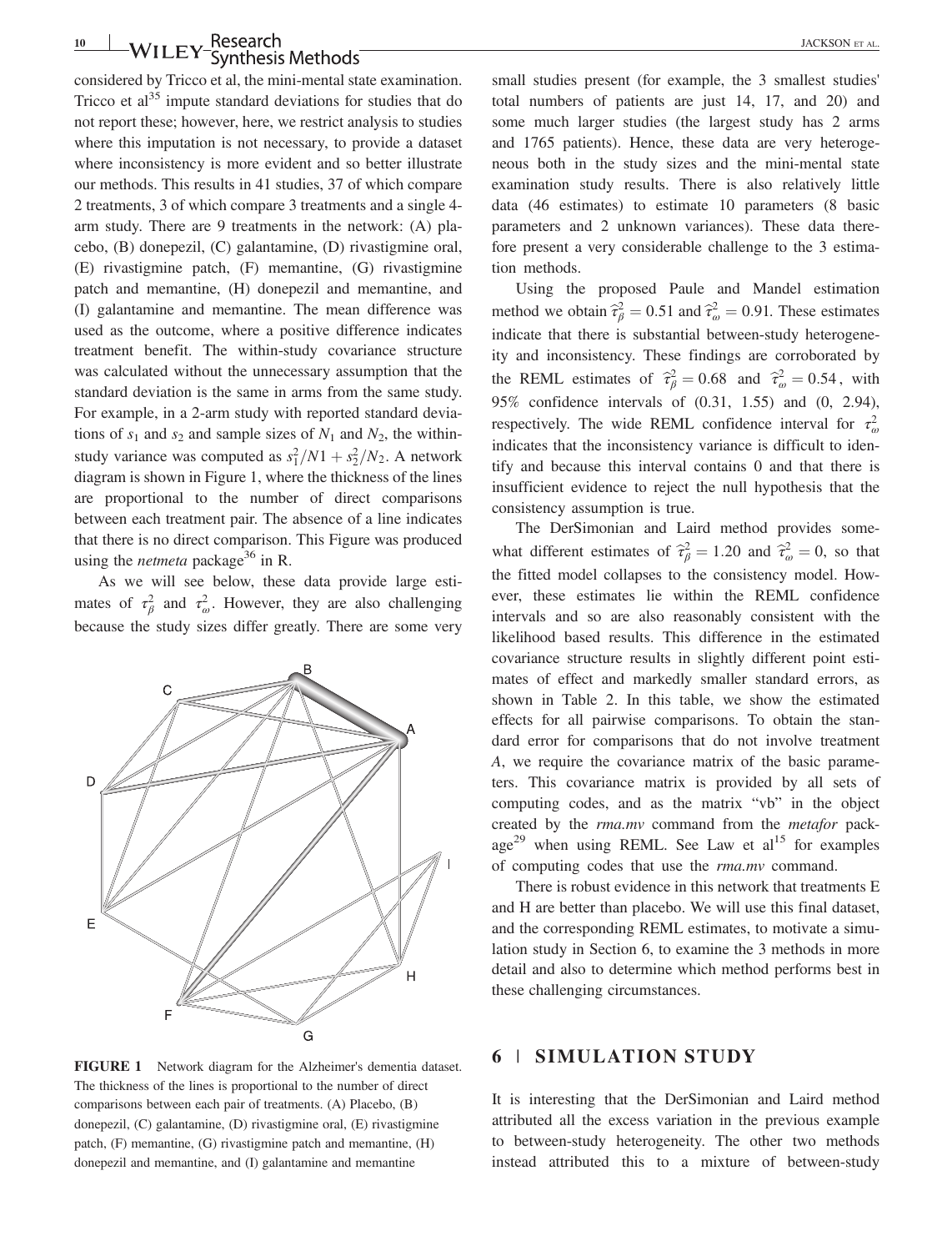considered by Tricco et al, the mini-mental state examination. Tricco et al[35] impute standard deviations for studies that do not report these; however, here, we restrict analysis to studies where this imputation is not necessary, to provide a dataset where inconsistency is more evident and so better illustrate our methods. This results in 41 studies, 37 of which compare 2 treatments, 3 of which compare 3 treatments and a single 4-arm study. There are 9 treatments in the network: (A) placebo, (B) donepezil, (C) galantamine, (D) rivastigmine oral, (E) rivastigmine patch, (F) memantine, (G) rivastigmine patch and memantine, (H) donepezil and memantine, and (I) galantamine and memantine. The mean difference was used as the outcome, where a positive difference indicates treatment benefit. The within-study covariance structure was calculated without the unnecessary assumption that the standard deviation is the same in arms from the same study. For example, in a 2-arm study with reported standard deviations of $s_1$ and $s_2$ and sample sizes of $N_1$ and $N_2$, the within-study variance was computed as $s_1^2/N1 + s_2^2/N_2$. A network diagram is shown in Figure 1, where the thickness of the lines are proportional to the number of direct comparisons between each treatment pair. The absence of a line indicates that there is no direct comparison. This Figure was produced using the *netmeta* package[36] in R.

As we will see below, these data provide large estimates of $\tau_\beta^2$ and $\tau_\omega^2$. However, they are also challenging because the study sizes differ greatly. There are some very small studies present (for example, the 3 smallest studies' total numbers of patients are just 14, 17, and 20) and some much larger studies (the largest study has 2 arms and 1765 patients). Hence, these data are very heterogeneous both in the study sizes and the mini-mental state examination study results. There is also relatively little data (46 estimates) to estimate 10 parameters (8 basic parameters and 2 unknown variances). These data therefore present a very considerable challenge to the 3 estimation methods.

FIGURE 1 Network diagram for the Alzheimer's dementia dataset. The thickness of the lines is proportional to the number of direct comparisons between each pair of treatments. (A) Placebo, (B) donepezil, (C) galantamine, (D) rivastigmine oral, (E) rivastigmine patch, (F) memantine, (G) rivastigmine patch and memantine, (H) donepezil and memantine, and (I) galantamine and memantine

Using the proposed Paule and Mandel estimation method we obtain $\hat{\tau}_\beta^2 = 0.51$ and $\hat{\tau}_\omega^2 = 0.91$. These estimates indicate that there is substantial between-study heterogeneity and inconsistency. These findings are corroborated by the REML estimates of $\hat{\tau}_\beta^2 = 0.68$ and $\hat{\tau}_\omega^2 = 0.54$, with 95% confidence intervals of (0.31, 1.55) and (0, 2.94), respectively. The wide REML confidence interval for $\tau_\omega^2$ indicates that the inconsistency variance is difficult to identify and because this interval contains 0 and that there is insufficient evidence to reject the null hypothesis that the consistency assumption is true.

The DerSimonian and Laird method provides somewhat different estimates of $\hat{\tau}_\beta^2 = 1.20$ and $\hat{\tau}_\omega^2 = 0$, so that the fitted model collapses to the consistency model. However, these estimates lie within the REML confidence intervals and so are also reasonably consistent with the likelihood based results. This difference in the estimated covariance structure results in slightly different point estimates of effect and markedly smaller standard errors, as shown in Table 2. In this table, we show the estimated effects for all pairwise comparisons. To obtain the standard error for comparisons that do not involve treatment *A*, we require the covariance matrix of the basic parameters. This covariance matrix is provided by all sets of computing codes, and as the matrix "vb" in the object created by the *rma.mv* command from the *metafor* package[29] when using REML. See Law et al[15] for examples of computing codes that use the *rma.mv* command.

There is robust evidence in this network that treatments E and H are better than placebo. We will use this final dataset, and the corresponding REML estimates, to motivate a simulation study in Section 6, to examine the 3 methods in more detail and also to determine which method performs best in these challenging circumstances.

## 6 | SIMULATION STUDY

It is interesting that the DerSimonian and Laird method attributed all the excess variation in the previous example to between-study heterogeneity. The other two methods instead attributed this to a mixture of between-study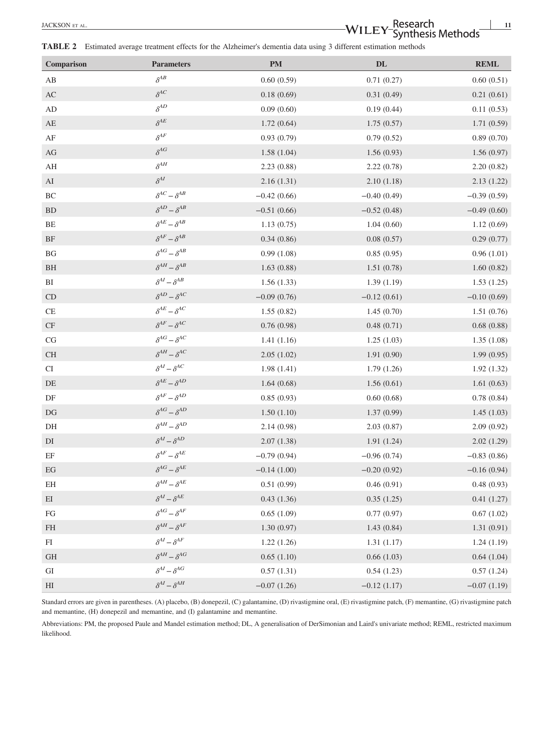**TABLE 2** Estimated average treatment effects for the Alzheimer's dementia data using 3 different estimation methods

| Comparison | Parameters | PM | DL | REML |
|---|---|---|---|---|
| AB | $\delta^{AB}$ | 0.60 (0.59) | 0.71 (0.27) | 0.60 (0.51) |
| AC | $\delta^{AC}$ | 0.18 (0.69) | 0.31 (0.49) | 0.21 (0.61) |
| AD | $\delta^{AD}$ | 0.09 (0.60) | 0.19 (0.44) | 0.11 (0.53) |
| AE | $\delta^{AE}$ | 1.72 (0.64) | 1.75 (0.57) | 1.71 (0.59) |
| AF | $\delta^{AF}$ | 0.93 (0.79) | 0.79 (0.52) | 0.89 (0.70) |
| AG | $\delta^{AG}$ | 1.58 (1.04) | 1.56 (0.93) | 1.56 (0.97) |
| AH | $\delta^{AH}$ | 2.23 (0.88) | 2.22 (0.78) | 2.20 (0.82) |
| AI | $\delta^{AI}$ | 2.16 (1.31) | 2.10 (1.18) | 2.13 (1.22) |
| BC | $\delta^{AC} - \delta^{AB}$ | −0.42 (0.66) | −0.40 (0.49) | −0.39 (0.59) |
| BD | $\delta^{AD} - \delta^{AB}$ | −0.51 (0.66) | −0.52 (0.48) | −0.49 (0.60) |
| BE | $\delta^{AE} - \delta^{AB}$ | 1.13 (0.75) | 1.04 (0.60) | 1.12 (0.69) |
| BF | $\delta^{AF} - \delta^{AB}$ | 0.34 (0.86) | 0.08 (0.57) | 0.29 (0.77) |
| BG | $\delta^{AG} - \delta^{AB}$ | 0.99 (1.08) | 0.85 (0.95) | 0.96 (1.01) |
| BH | $\delta^{AH} - \delta^{AB}$ | 1.63 (0.88) | 1.51 (0.78) | 1.60 (0.82) |
| BI | $\delta^{AI} - \delta^{AB}$ | 1.56 (1.33) | 1.39 (1.19) | 1.53 (1.25) |
| CD | $\delta^{AD} - \delta^{AC}$ | −0.09 (0.76) | −0.12 (0.61) | −0.10 (0.69) |
| CE | $\delta^{AE} - \delta^{AC}$ | 1.55 (0.82) | 1.45 (0.70) | 1.51 (0.76) |
| CF | $\delta^{AF} - \delta^{AC}$ | 0.76 (0.98) | 0.48 (0.71) | 0.68 (0.88) |
| CG | $\delta^{AG} - \delta^{AC}$ | 1.41 (1.16) | 1.25 (1.03) | 1.35 (1.08) |
| CH | $\delta^{AH} - \delta^{AC}$ | 2.05 (1.02) | 1.91 (0.90) | 1.99 (0.95) |
| CI | $\delta^{AI} - \delta^{AC}$ | 1.98 (1.41) | 1.79 (1.26) | 1.92 (1.32) |
| DE | $\delta^{AE} - \delta^{AD}$ | 1.64 (0.68) | 1.56 (0.61) | 1.61 (0.63) |
| DF | $\delta^{AF} - \delta^{AD}$ | 0.85 (0.93) | 0.60 (0.68) | 0.78 (0.84) |
| DG | $\delta^{AG} - \delta^{AD}$ | 1.50 (1.10) | 1.37 (0.99) | 1.45 (1.03) |
| DH | $\delta^{AH} - \delta^{AD}$ | 2.14 (0.98) | 2.03 (0.87) | 2.09 (0.92) |
| DI | $\delta^{AI} - \delta^{AD}$ | 2.07 (1.38) | 1.91 (1.24) | 2.02 (1.29) |
| EF | $\delta^{AF} - \delta^{AE}$ | −0.79 (0.94) | −0.96 (0.74) | −0.83 (0.86) |
| EG | $\delta^{AG} - \delta^{AE}$ | −0.14 (1.00) | −0.20 (0.92) | −0.16 (0.94) |
| EH | $\delta^{AH} - \delta^{AE}$ | 0.51 (0.99) | 0.46 (0.91) | 0.48 (0.93) |
| EI | $\delta^{AI} - \delta^{AE}$ | 0.43 (1.36) | 0.35 (1.25) | 0.41 (1.27) |
| FG | $\delta^{AG} - \delta^{AF}$ | 0.65 (1.09) | 0.77 (0.97) | 0.67 (1.02) |
| FH | $\delta^{AH} - \delta^{AF}$ | 1.30 (0.97) | 1.43 (0.84) | 1.31 (0.91) |
| FI | $\delta^{AI} - \delta^{AF}$ | 1.22 (1.26) | 1.31 (1.17) | 1.24 (1.19) |
| GH | $\delta^{AH} - \delta^{AG}$ | 0.65 (1.10) | 0.66 (1.03) | 0.64 (1.04) |
| GI | $\delta^{AI} - \delta^{AG}$ | 0.57 (1.31) | 0.54 (1.23) | 0.57 (1.24) |
| HI | $\delta^{AI} - \delta^{AH}$ | −0.07 (1.26) | −0.12 (1.17) | −0.07 (1.19) |

Standard errors are given in parentheses. (A) placebo, (B) donepezil, (C) galantamine, (D) rivastigmine oral, (E) rivastigmine patch, (F) memantine, (G) rivastigmine patch and memantine, (H) donepezil and memantine, and (I) galantamine and memantine.

Abbreviations: PM, the proposed Paule and Mandel estimation method; DL, A generalisation of DerSimonian and Laird's univariate method; REML, restricted maximum likelihood.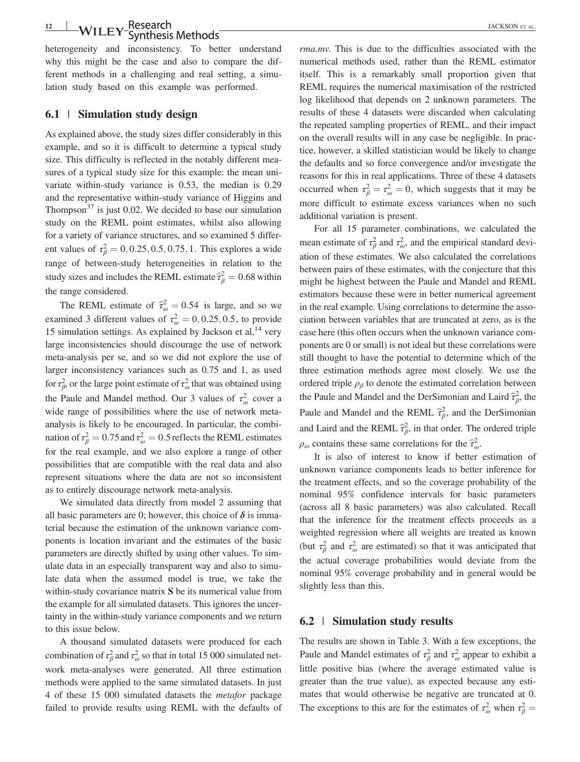heterogeneity and inconsistency. To better understand why this might be the case and also to compare the different methods in a challenging and real setting, a simulation study based on this example was performed.

## 6.1 | Simulation study design

As explained above, the study sizes differ considerably in this example, and so it is difficult to determine a typical study size. This difficulty is reflected in the notably different measures of a typical study size for this example: the mean univariate within-study variance is 0.53, the median is 0.29 and the representative within-study variance of Higgins and Thompson[37] is just 0.02. We decided to base our simulation study on the REML point estimates, whilst also allowing for a variety of variance structures, and so examined 5 different values of $\tau_\beta^2 = 0, 0.25, 0.5, 0.75, 1$. This explores a wide range of between-study heterogeneities in relation to the study sizes and includes the REML estimate $\widehat{\tau}_\beta^2 = 0.68$ within the range considered.

The REML estimate of $\widehat{\tau}_\omega^2 = 0.54$ is large, and so we examined 3 different values of $\tau_\omega^2 = 0, 0.25, 0.5$, to provide 15 simulation settings. As explained by Jackson et al,[14] very large inconsistencies should discourage the use of network meta-analysis per se, and so we did not explore the use of larger inconsistency variances such as 0.75 and 1, as used for $\tau_\beta^2$, or the large point estimate of $\tau_\omega^2$ that was obtained using the Paule and Mandel method. Our 3 values of $\tau_\omega^2$ cover a wide range of possibilities where the use of network meta-analysis is likely to be encouraged. In particular, the combination of $\tau_\beta^2 = 0.75$ and $\tau_\omega^2 = 0.5$ reflects the REML estimates for the real example, and we also explore a range of other possibilities that are compatible with the real data and also represent situations where the data are not so inconsistent as to entirely discourage network meta-analysis.

We simulated data directly from model 2 assuming that all basic parameters are 0; however, this choice of $\boldsymbol{\delta}$ is immaterial because the estimation of the unknown variance components is location invariant and the estimates of the basic parameters are directly shifted by using other values. To simulate data in an especially transparent way and also to simulate data when the assumed model is true, we take the within-study covariance matrix $\mathbf{S}$ be its numerical value from the example for all simulated datasets. This ignores the uncertainty in the within-study variance components and we return to this issue below.

A thousand simulated datasets were produced for each combination of $\tau_\beta^2$ and $\tau_\omega^2$ so that in total 15 000 simulated network meta-analyses were generated. All three estimation methods were applied to the same simulated datasets. In just 4 of these 15 000 simulated datasets the *metafor* package failed to provide results using REML with the defaults of *rma.mv*. This is due to the difficulties associated with the numerical methods used, rather than the REML estimator itself. This is a remarkably small proportion given that REML requires the numerical maximisation of the restricted log likelihood that depends on 2 unknown parameters. The results of these 4 datasets were discarded when calculating the repeated sampling properties of REML, and their impact on the overall results will in any case be negligible. In practice, however, a skilled statistician would be likely to change the defaults and so force convergence and/or investigate the reasons for this in real applications. Three of these 4 datasets occurred when $\tau_\beta^2 = \tau_\omega^2 = 0$, which suggests that it may be more difficult to estimate excess variances when no such additional variation is present.

For all 15 parameter combinations, we calculated the mean estimate of $\tau_\beta^2$ and $\tau_\omega^2$, and the empirical standard deviation of these estimates. We also calculated the correlations between pairs of these estimates, with the conjecture that this might be highest between the Paule and Mandel and REML estimators because these were in better numerical agreement in the real example. Using correlations to determine the association between variables that are truncated at zero, as is the case here (this often occurs when the unknown variance components are 0 or small) is not ideal but these correlations were still thought to have the potential to determine which of the three estimation methods agree most closely. We use the ordered triple $\rho_\beta$ to denote the estimated correlation between the Paule and Mandel and the DerSimonian and Laird $\widehat{\tau}_\beta^2$, the Paule and Mandel and the REML $\widehat{\tau}_\beta^2$, and the DerSimonian and Laird and the REML $\widehat{\tau}_\beta^2$, in that order. The ordered triple $\rho_\omega$ contains these same correlations for the $\widehat{\tau}_\omega^2$.

It is also of interest to know if better estimation of unknown variance components leads to better inference for the treatment effects, and so the coverage probability of the nominal 95% confidence intervals for basic parameters (across all 8 basic parameters) was also calculated. Recall that the inference for the treatment effects proceeds as a weighted regression where all weights are treated as known (but $\tau_\beta^2$ and $\tau_\omega^2$ are estimated) so that it was anticipated that the actual coverage probabilities would deviate from the nominal 95% coverage probability and in general would be slightly less than this.

## 6.2 | Simulation study results

The results are shown in Table 3. With a few exceptions, the Paule and Mandel estimates of $\tau_\beta^2$ and $\tau_\omega^2$ appear to exhibit a little positive bias (where the average estimated value is greater than the true value), as expected because any estimates that would otherwise be negative are truncated at 0. The exceptions to this are for the estimates of $\tau_\omega^2$ when $\tau_\beta^2 =$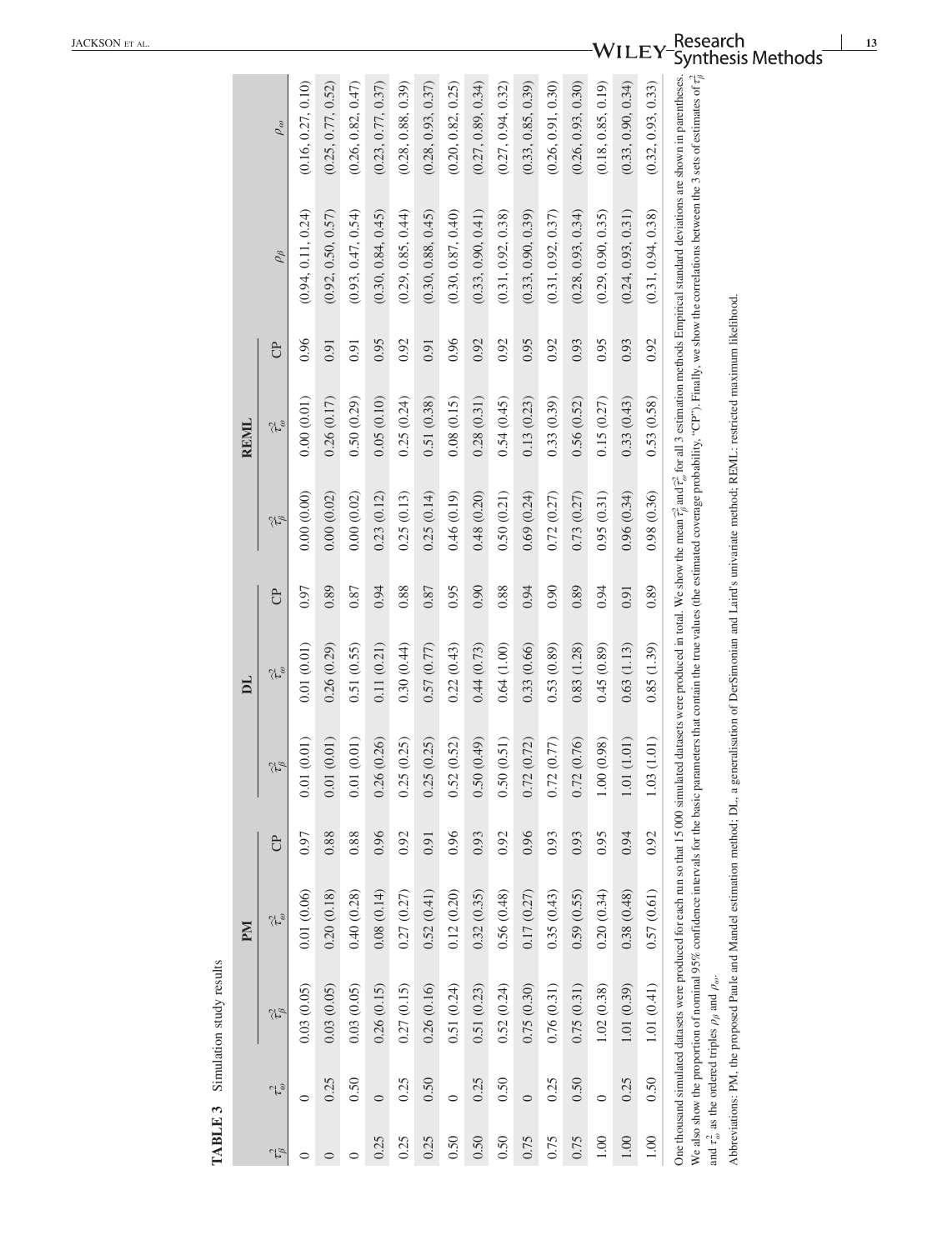**TABLE 3** Simulation study results

| $\tau_\beta^2$ | $\tau_\omega^2$ | PM | | | DL | | | REML | | | $\rho_\beta$ | $\rho_\omega$ |
|---|---|---|---|---|---|---|---|---|---|---|---|---|
| | | $\hat{\tau}_\beta^2$ | $\hat{\tau}_\omega^2$ | CP | $\hat{\tau}_\beta^2$ | $\hat{\tau}_\omega^2$ | CP | $\hat{\tau}_\beta^2$ | $\hat{\tau}_\omega^2$ | CP | | |
| 0 | 0 | 0.03 (0.05) | 0.01 (0.06) | 0.97 | 0.01 (0.01) | 0.01 (0.01) | 0.97 | 0.00 (0.00) | 0.00 (0.01) | 0.96 | (0.94, 0.11, 0.24) | (0.16, 0.27, 0.10) |
| 0 | 0.25 | 0.03 (0.05) | 0.20 (0.18) | 0.88 | 0.01 (0.01) | 0.26 (0.29) | 0.89 | 0.00 (0.02) | 0.26 (0.17) | 0.91 | (0.92, 0.50, 0.57) | (0.25, 0.77, 0.52) |
| 0 | 0.50 | 0.03 (0.05) | 0.40 (0.28) | 0.88 | 0.01 (0.01) | 0.51 (0.55) | 0.87 | 0.00 (0.02) | 0.50 (0.29) | 0.91 | (0.93, 0.47, 0.54) | (0.26, 0.82, 0.47) |
| 0.25 | 0 | 0.26 (0.15) | 0.08 (0.14) | 0.96 | 0.26 (0.26) | 0.11 (0.21) | 0.94 | 0.23 (0.12) | 0.05 (0.10) | 0.95 | (0.30, 0.84, 0.45) | (0.23, 0.77, 0.37) |
| 0.25 | 0.25 | 0.27 (0.15) | 0.27 (0.27) | 0.92 | 0.25 (0.25) | 0.30 (0.44) | 0.88 | 0.25 (0.13) | 0.25 (0.24) | 0.92 | (0.29, 0.85, 0.44) | (0.28, 0.88, 0.39) |
| 0.25 | 0.50 | 0.26 (0.16) | 0.52 (0.41) | 0.91 | 0.25 (0.25) | 0.57 (0.77) | 0.87 | 0.25 (0.14) | 0.51 (0.38) | 0.91 | (0.30, 0.88, 0.45) | (0.28, 0.93, 0.37) |
| 0.50 | 0 | 0.51 (0.24) | 0.12 (0.20) | 0.96 | 0.52 (0.52) | 0.22 (0.43) | 0.95 | 0.46 (0.19) | 0.08 (0.15) | 0.96 | (0.30, 0.87, 0.40) | (0.20, 0.82, 0.25) |
| 0.50 | 0.25 | 0.51 (0.23) | 0.32 (0.35) | 0.93 | 0.50 (0.49) | 0.44 (0.73) | 0.90 | 0.48 (0.20) | 0.28 (0.31) | 0.92 | (0.33, 0.90, 0.41) | (0.27, 0.89, 0.34) |
| 0.50 | 0.50 | 0.52 (0.24) | 0.56 (0.48) | 0.92 | 0.50 (0.51) | 0.64 (1.00) | 0.88 | 0.50 (0.21) | 0.54 (0.45) | 0.92 | (0.31, 0.92, 0.38) | (0.27, 0.94, 0.32) |
| 0.75 | 0 | 0.75 (0.30) | 0.17 (0.27) | 0.96 | 0.72 (0.72) | 0.33 (0.66) | 0.94 | 0.69 (0.24) | 0.13 (0.23) | 0.95 | (0.33, 0.90, 0.39) | (0.33, 0.85, 0.39) |
| 0.75 | 0.25 | 0.76 (0.31) | 0.35 (0.43) | 0.93 | 0.72 (0.77) | 0.53 (0.89) | 0.90 | 0.72 (0.27) | 0.33 (0.39) | 0.92 | (0.31, 0.92, 0.37) | (0.26, 0.91, 0.30) |
| 0.75 | 0.50 | 0.75 (0.31) | 0.59 (0.55) | 0.93 | 0.72 (0.76) | 0.83 (1.28) | 0.89 | 0.73 (0.27) | 0.56 (0.52) | 0.93 | (0.28, 0.93, 0.34) | (0.26, 0.93, 0.30) |
| 1.00 | 0 | 1.02 (0.38) | 0.20 (0.34) | 0.95 | 1.00 (0.98) | 0.45 (0.89) | 0.94 | 0.95 (0.31) | 0.15 (0.27) | 0.95 | (0.29, 0.90, 0.35) | (0.18, 0.85, 0.19) |
| 1.00 | 0.25 | 1.01 (0.39) | 0.38 (0.48) | 0.94 | 1.01 (1.01) | 0.63 (1.13) | 0.91 | 0.96 (0.34) | 0.33 (0.43) | 0.93 | (0.24, 0.93, 0.31) | (0.33, 0.90, 0.34) |
| 1.00 | 0.50 | 1.01 (0.41) | 0.57 (0.61) | 0.92 | 1.03 (1.01) | 0.85 (1.39) | 0.89 | 0.98 (0.36) | 0.53 (0.58) | 0.92 | (0.31, 0.94, 0.38) | (0.32, 0.93, 0.33) |

One thousand simulated datasets were produced for each run so that 15 000 simulated datasets were produced in total. We show the mean $\hat{\tau}_\beta^2$ and $\hat{\tau}_\omega^2$ for all 3 estimation methods Empirical standard deviations are shown in parentheses. We also show the proportion of nominal 95% confidence intervals for the basic parameters that contain the true values (the estimated coverage probability, "CP"). Finally, we show the correlations between the 3 sets of estimates of $\tau_\beta^2$ and $\tau_\omega^2$ as the ordered triples $\rho_\beta$ and $\rho_\omega$.

Abbreviations: PM, the proposed Paule and Mandel estimation method; DL, a generalisation of DerSimonian and Laird's univariate method; REML: restricted maximum likelihood.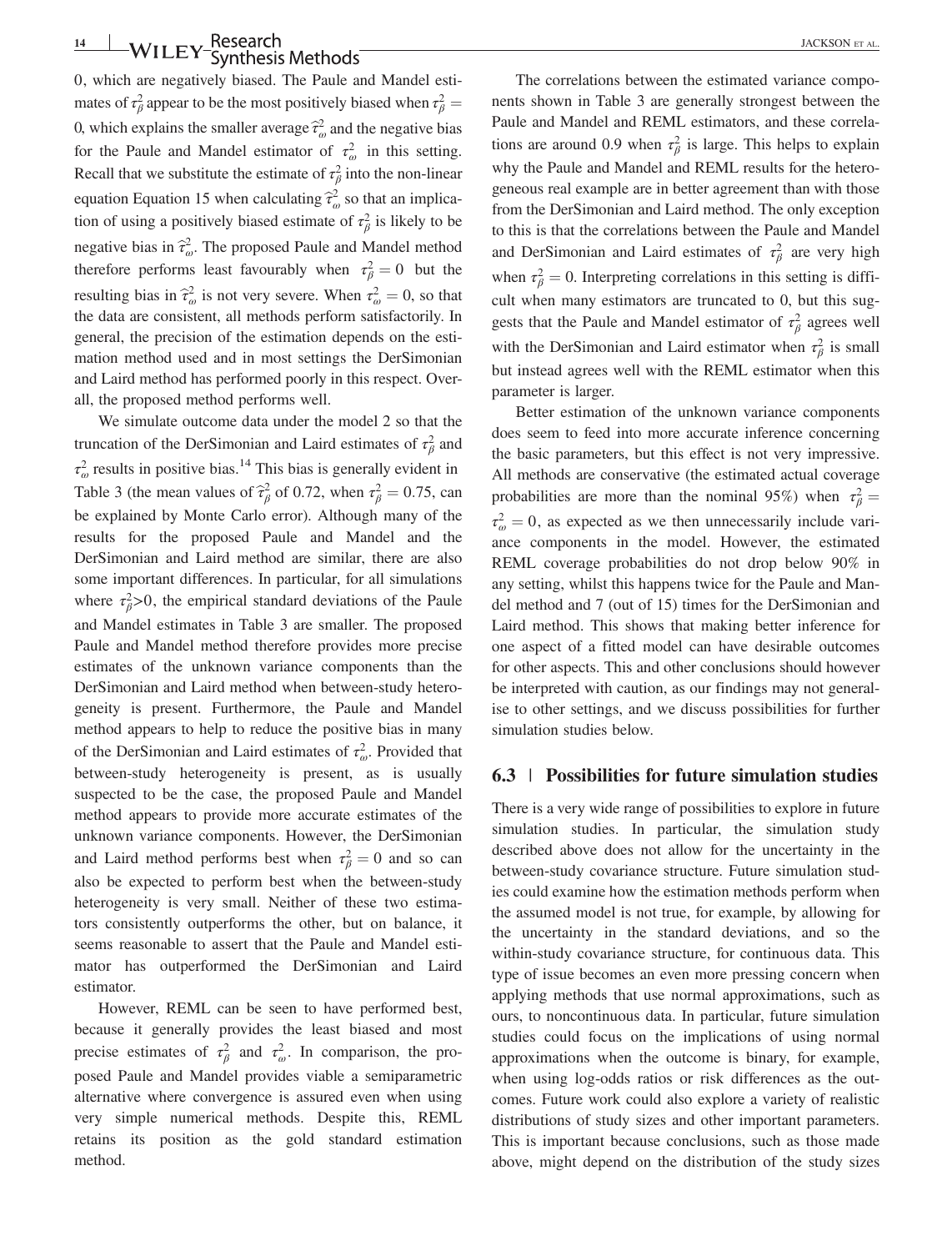0, which are negatively biased. The Paule and Mandel estimates of $\tau_\beta^2$ appear to be the most positively biased when $\tau_\beta^2 = 0$, which explains the smaller average $\hat{\tau}_\omega^2$ and the negative bias for the Paule and Mandel estimator of $\tau_\omega^2$ in this setting. Recall that we substitute the estimate of $\tau_\beta^2$ into the non-linear equation Equation 15 when calculating $\hat{\tau}_\omega^2$ so that an implication of using a positively biased estimate of $\tau_\beta^2$ is likely to be negative bias in $\hat{\tau}_\omega^2$. The proposed Paule and Mandel method therefore performs least favourably when $\tau_\beta^2 = 0$ but the resulting bias in $\hat{\tau}_\omega^2$ is not very severe. When $\tau_\omega^2 = 0$, so that the data are consistent, all methods perform satisfactorily. In general, the precision of the estimation depends on the estimation method used and in most settings the DerSimonian and Laird method has performed poorly in this respect. Overall, the proposed method performs well.

We simulate outcome data under the model 2 so that the truncation of the DerSimonian and Laird estimates of $\tau_\beta^2$ and $\tau_\omega^2$ results in positive bias.[14] This bias is generally evident in Table 3 (the mean values of $\hat{\tau}_\beta^2$ of 0.72, when $\tau_\beta^2 = 0.75$, can be explained by Monte Carlo error). Although many of the results for the proposed Paule and Mandel and the DerSimonian and Laird method are similar, there are also some important differences. In particular, for all simulations where $\tau_\beta^2 > 0$, the empirical standard deviations of the Paule and Mandel estimates in Table 3 are smaller. The proposed Paule and Mandel method therefore provides more precise estimates of the unknown variance components than the DerSimonian and Laird method when between-study heterogeneity is present. Furthermore, the Paule and Mandel method appears to help to reduce the positive bias in many of the DerSimonian and Laird estimates of $\tau_\omega^2$. Provided that between-study heterogeneity is present, as is usually suspected to be the case, the proposed Paule and Mandel method appears to provide more accurate estimates of the unknown variance components. However, the DerSimonian and Laird method performs best when $\tau_\beta^2 = 0$ and so can also be expected to perform best when the between-study heterogeneity is very small. Neither of these two estimators consistently outperforms the other, but on balance, it seems reasonable to assert that the Paule and Mandel estimator has outperformed the DerSimonian and Laird estimator.

However, REML can be seen to have performed best, because it generally provides the least biased and most precise estimates of $\tau_\beta^2$ and $\tau_\omega^2$. In comparison, the proposed Paule and Mandel provides viable a semiparametric alternative where convergence is assured even when using very simple numerical methods. Despite this, REML retains its position as the gold standard estimation method.

The correlations between the estimated variance components shown in Table 3 are generally strongest between the Paule and Mandel and REML estimators, and these correlations are around 0.9 when $\tau_\beta^2$ is large. This helps to explain why the Paule and Mandel and REML results for the heterogeneous real example are in better agreement than with those from the DerSimonian and Laird method. The only exception to this is that the correlations between the Paule and Mandel and DerSimonian and Laird estimates of $\tau_\beta^2$ are very high when $\tau_\beta^2 = 0$. Interpreting correlations in this setting is difficult when many estimators are truncated to 0, but this suggests that the Paule and Mandel estimator of $\tau_\beta^2$ agrees well with the DerSimonian and Laird estimator when $\tau_\beta^2$ is small but instead agrees well with the REML estimator when this parameter is larger.

Better estimation of the unknown variance components does seem to feed into more accurate inference concerning the basic parameters, but this effect is not very impressive. All methods are conservative (the estimated actual coverage probabilities are more than the nominal 95%) when $\tau_\beta^2 = \tau_\omega^2 = 0$, as expected as we then unnecessarily include variance components in the model. However, the estimated REML coverage probabilities do not drop below 90% in any setting, whilst this happens twice for the Paule and Mandel method and 7 (out of 15) times for the DerSimonian and Laird method. This shows that making better inference for one aspect of a fitted model can have desirable outcomes for other aspects. This and other conclusions should however be interpreted with caution, as our findings may not generalise to other settings, and we discuss possibilities for further simulation studies below.

### 6.3 | Possibilities for future simulation studies

There is a very wide range of possibilities to explore in future simulation studies. In particular, the simulation study described above does not allow for the uncertainty in the between-study covariance structure. Future simulation studies could examine how the estimation methods perform when the assumed model is not true, for example, by allowing for the uncertainty in the standard deviations, and so the within-study covariance structure, for continuous data. This type of issue becomes an even more pressing concern when applying methods that use normal approximations, such as ours, to noncontinuous data. In particular, future simulation studies could focus on the implications of using normal approximations when the outcome is binary, for example, when using log-odds ratios or risk differences as the outcomes. Future work could also explore a variety of realistic distributions of study sizes and other important parameters. This is important because conclusions, such as those made above, might depend on the distribution of the study sizes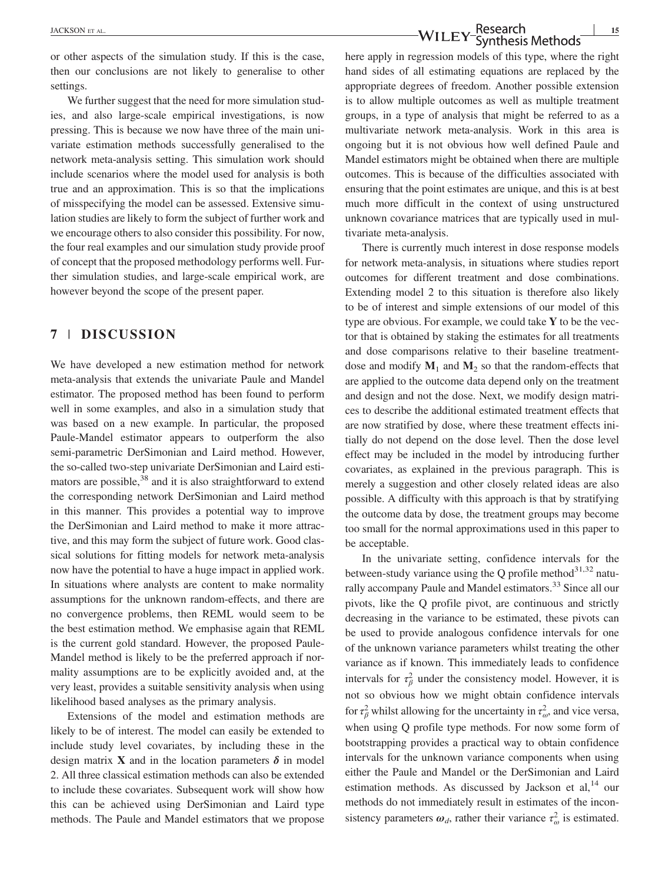or other aspects of the simulation study. If this is the case, then our conclusions are not likely to generalise to other settings.

We further suggest that the need for more simulation studies, and also large-scale empirical investigations, is now pressing. This is because we now have three of the main univariate estimation methods successfully generalised to the network meta-analysis setting. This simulation work should include scenarios where the model used for analysis is both true and an approximation. This is so that the implications of misspecifying the model can be assessed. Extensive simulation studies are likely to form the subject of further work and we encourage others to also consider this possibility. For now, the four real examples and our simulation study provide proof of concept that the proposed methodology performs well. Further simulation studies, and large-scale empirical work, are however beyond the scope of the present paper.

## 7 | DISCUSSION

We have developed a new estimation method for network meta-analysis that extends the univariate Paule and Mandel estimator. The proposed method has been found to perform well in some examples, and also in a simulation study that was based on a new example. In particular, the proposed Paule-Mandel estimator appears to outperform the also semi-parametric DerSimonian and Laird method. However, the so-called two-step univariate DerSimonian and Laird estimators are possible,[38] and it is also straightforward to extend the corresponding network DerSimonian and Laird method in this manner. This provides a potential way to improve the DerSimonian and Laird method to make it more attractive, and this may form the subject of future work. Good classical solutions for fitting models for network meta-analysis now have the potential to have a huge impact in applied work. In situations where analysts are content to make normality assumptions for the unknown random-effects, and there are no convergence problems, then REML would seem to be the best estimation method. We emphasise again that REML is the current gold standard. However, the proposed Paule-Mandel method is likely to be the preferred approach if normality assumptions are to be explicitly avoided and, at the very least, provides a suitable sensitivity analysis when using likelihood based analyses as the primary analysis.

Extensions of the model and estimation methods are likely to be of interest. The model can easily be extended to include study level covariates, by including these in the design matrix $\mathbf{X}$ and in the location parameters $\boldsymbol{\delta}$ in model 2. All three classical estimation methods can also be extended to include these covariates. Subsequent work will show how this can be achieved using DerSimonian and Laird type methods. The Paule and Mandel estimators that we propose here apply in regression models of this type, where the right hand sides of all estimating equations are replaced by the appropriate degrees of freedom. Another possible extension is to allow multiple outcomes as well as multiple treatment groups, in a type of analysis that might be referred to as a multivariate network meta-analysis. Work in this area is ongoing but it is not obvious how well defined Paule and Mandel estimators might be obtained when there are multiple outcomes. This is because of the difficulties associated with ensuring that the point estimates are unique, and this is at best much more difficult in the context of using unstructured unknown covariance matrices that are typically used in multivariate meta-analysis.

There is currently much interest in dose response models for network meta-analysis, in situations where studies report outcomes for different treatment and dose combinations. Extending model 2 to this situation is therefore also likely to be of interest and simple extensions of our model of this type are obvious. For example, we could take $\mathbf{Y}$ to be the vector that is obtained by staking the estimates for all treatments and dose comparisons relative to their baseline treatment-dose and modify $\mathbf{M}_1$ and $\mathbf{M}_2$ so that the random-effects that are applied to the outcome data depend only on the treatment and design and not the dose. Next, we modify design matrices to describe the additional estimated treatment effects that are now stratified by dose, where these treatment effects initially do not depend on the dose level. Then the dose level effect may be included in the model by introducing further covariates, as explained in the previous paragraph. This is merely a suggestion and other closely related ideas are also possible. A difficulty with this approach is that by stratifying the outcome data by dose, the treatment groups may become too small for the normal approximations used in this paper to be acceptable.

In the univariate setting, confidence intervals for the between-study variance using the Q profile method[31,32] naturally accompany Paule and Mandel estimators.[33] Since all our pivots, like the Q profile pivot, are continuous and strictly decreasing in the variance to be estimated, these pivots can be used to provide analogous confidence intervals for one of the unknown variance parameters whilst treating the other variance as if known. This immediately leads to confidence intervals for $\tau_\beta^2$ under the consistency model. However, it is not so obvious how we might obtain confidence intervals for $\tau_\beta^2$ whilst allowing for the uncertainty in $\tau_\omega^2$, and vice versa, when using Q profile type methods. For now some form of bootstrapping provides a practical way to obtain confidence intervals for the unknown variance components when using either the Paule and Mandel or the DerSimonian and Laird estimation methods. As discussed by Jackson et al,[14] our methods do not immediately result in estimates of the inconsistency parameters $\boldsymbol{\omega}_d$, rather their variance $\tau_\omega^2$ is estimated.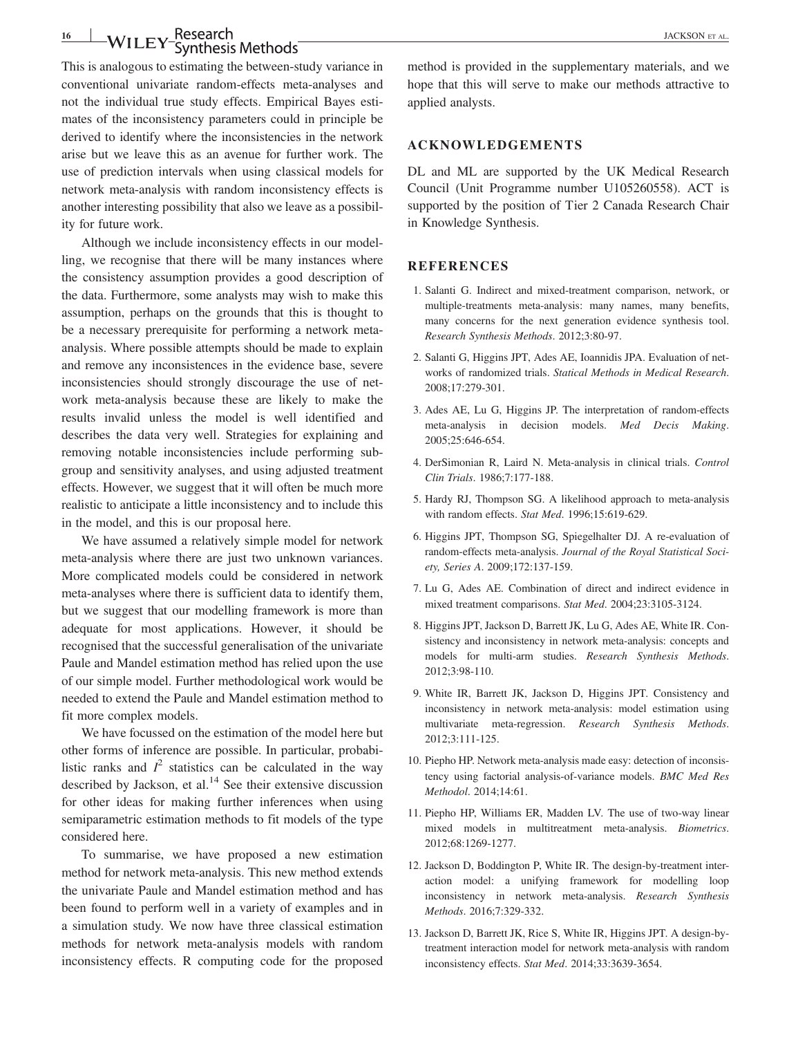This is analogous to estimating the between-study variance in conventional univariate random-effects meta-analyses and not the individual true study effects. Empirical Bayes estimates of the inconsistency parameters could in principle be derived to identify where the inconsistencies in the network arise but we leave this as an avenue for further work. The use of prediction intervals when using classical models for network meta-analysis with random inconsistency effects is another interesting possibility that also we leave as a possibility for future work.

Although we include inconsistency effects in our modelling, we recognise that there will be many instances where the consistency assumption provides a good description of the data. Furthermore, some analysts may wish to make this assumption, perhaps on the grounds that this is thought to be a necessary prerequisite for performing a network meta-analysis. Where possible attempts should be made to explain and remove any inconsistences in the evidence base, severe inconsistencies should strongly discourage the use of network meta-analysis because these are likely to make the results invalid unless the model is well identified and describes the data very well. Strategies for explaining and removing notable inconsistencies include performing subgroup and sensitivity analyses, and using adjusted treatment effects. However, we suggest that it will often be much more realistic to anticipate a little inconsistency and to include this in the model, and this is our proposal here.

We have assumed a relatively simple model for network meta-analysis where there are just two unknown variances. More complicated models could be considered in network meta-analyses where there is sufficient data to identify them, but we suggest that our modelling framework is more than adequate for most applications. However, it should be recognised that the successful generalisation of the univariate Paule and Mandel estimation method has relied upon the use of our simple model. Further methodological work would be needed to extend the Paule and Mandel estimation method to fit more complex models.

We have focussed on the estimation of the model here but other forms of inference are possible. In particular, probabilistic ranks and $I^2$ statistics can be calculated in the way described by Jackson, et al.[14] See their extensive discussion for other ideas for making further inferences when using semiparametric estimation methods to fit models of the type considered here.

To summarise, we have proposed a new estimation method for network meta-analysis. This new method extends the univariate Paule and Mandel estimation method and has been found to perform well in a variety of examples and in a simulation study. We now have three classical estimation methods for network meta-analysis models with random inconsistency effects. R computing code for the proposed method is provided in the supplementary materials, and we hope that this will serve to make our methods attractive to applied analysts.

## ACKNOWLEDGEMENTS

DL and ML are supported by the UK Medical Research Council (Unit Programme number U105260558). ACT is supported by the position of Tier 2 Canada Research Chair in Knowledge Synthesis.

## REFERENCES

1. Salanti G. Indirect and mixed-treatment comparison, network, or multiple-treatments meta-analysis: many names, many benefits, many concerns for the next generation evidence synthesis tool. *Research Synthesis Methods*. 2012;3:80-97.
2. Salanti G, Higgins JPT, Ades AE, Ioannidis JPA. Evaluation of networks of randomized trials. *Statical Methods in Medical Research*. 2008;17:279-301.
3. Ades AE, Lu G, Higgins JP. The interpretation of random-effects meta-analysis in decision models. *Med Decis Making*. 2005;25:646-654.
4. DerSimonian R, Laird N. Meta-analysis in clinical trials. *Control Clin Trials*. 1986;7:177-188.
5. Hardy RJ, Thompson SG. A likelihood approach to meta-analysis with random effects. *Stat Med*. 1996;15:619-629.
6. Higgins JPT, Thompson SG, Spiegelhalter DJ. A re-evaluation of random-effects meta-analysis. *Journal of the Royal Statistical Society, Series A*. 2009;172:137-159.
7. Lu G, Ades AE. Combination of direct and indirect evidence in mixed treatment comparisons. *Stat Med*. 2004;23:3105-3124.
8. Higgins JPT, Jackson D, Barrett JK, Lu G, Ades AE, White IR. Consistency and inconsistency in network meta-analysis: concepts and models for multi-arm studies. *Research Synthesis Methods*. 2012;3:98-110.
9. White IR, Barrett JK, Jackson D, Higgins JPT. Consistency and inconsistency in network meta-analysis: model estimation using multivariate meta-regression. *Research Synthesis Methods*. 2012;3:111-125.
10. Piepho HP. Network meta-analysis made easy: detection of inconsistency using factorial analysis-of-variance models. *BMC Med Res Methodol*. 2014;14:61.
11. Piepho HP, Williams ER, Madden LV. The use of two-way linear mixed models in multitreatment meta-analysis. *Biometrics*. 2012;68:1269-1277.
12. Jackson D, Boddington P, White IR. The design-by-treatment interaction model: a unifying framework for modelling loop inconsistency in network meta-analysis. *Research Synthesis Methods*. 2016;7:329-332.
13. Jackson D, Barrett JK, Rice S, White IR, Higgins JPT. A design-by-treatment interaction model for network meta-analysis with random inconsistency effects. *Stat Med*. 2014;33:3639-3654.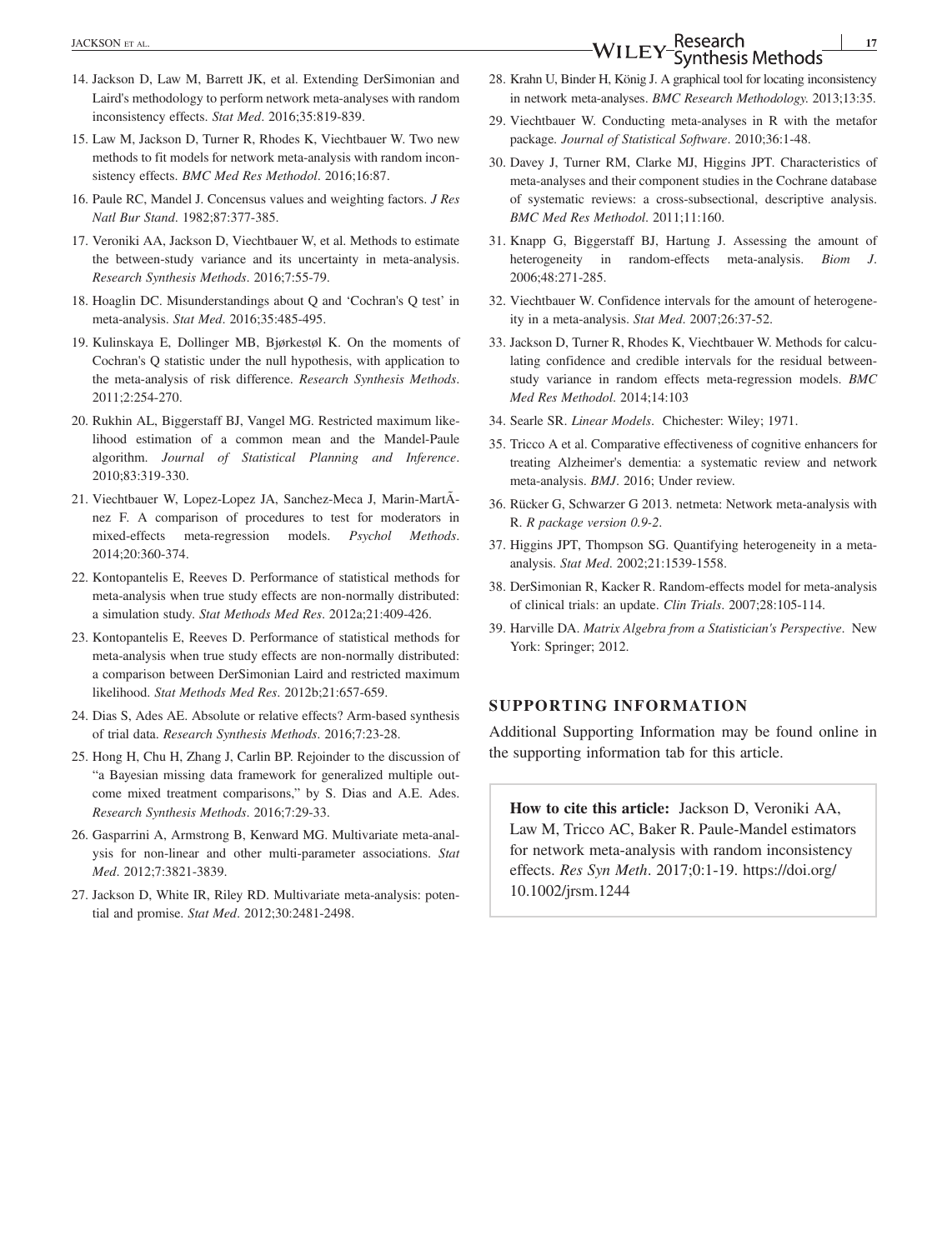14. Jackson D, Law M, Barrett JK, et al. Extending DerSimonian and Laird's methodology to perform network meta-analyses with random inconsistency effects. *Stat Med*. 2016;35:819-839.
15. Law M, Jackson D, Turner R, Rhodes K, Viechtbauer W. Two new methods to fit models for network meta-analysis with random inconsistency effects. *BMC Med Res Methodol*. 2016;16:87.
16. Paule RC, Mandel J. Concensus values and weighting factors. *J Res Natl Bur Stand*. 1982;87:377-385.
17. Veroniki AA, Jackson D, Viechtbauer W, et al. Methods to estimate the between-study variance and its uncertainty in meta-analysis. *Research Synthesis Methods*. 2016;7:55-79.
18. Hoaglin DC. Misunderstandings about Q and 'Cochran's Q test' in meta-analysis. *Stat Med*. 2016;35:485-495.
19. Kulinskaya E, Dollinger MB, Bjørkestøl K. On the moments of Cochran's Q statistic under the null hypothesis, with application to the meta-analysis of risk difference. *Research Synthesis Methods*. 2011;2:254-270.
20. Rukhin AL, Biggerstaff BJ, Vangel MG. Restricted maximum likelihood estimation of a common mean and the Mandel-Paule algorithm. *Journal of Statistical Planning and Inference*. 2010;83:319-330.
21. Viechtbauer W, Lopez-Lopez JA, Sanchez-Meca J, Marin-MartÃnez F. A comparison of procedures to test for moderators in mixed-effects meta-regression models. *Psychol Methods*. 2014;20:360-374.
22. Kontopantelis E, Reeves D. Performance of statistical methods for meta-analysis when true study effects are non-normally distributed: a simulation study. *Stat Methods Med Res*. 2012a;21:409-426.
23. Kontopantelis E, Reeves D. Performance of statistical methods for meta-analysis when true study effects are non-normally distributed: a comparison between DerSimonian Laird and restricted maximum likelihood. *Stat Methods Med Res*. 2012b;21:657-659.
24. Dias S, Ades AE. Absolute or relative effects? Arm-based synthesis of trial data. *Research Synthesis Methods*. 2016;7:23-28.
25. Hong H, Chu H, Zhang J, Carlin BP. Rejoinder to the discussion of "a Bayesian missing data framework for generalized multiple outcome mixed treatment comparisons," by S. Dias and A.E. Ades. *Research Synthesis Methods*. 2016;7:29-33.
26. Gasparrini A, Armstrong B, Kenward MG. Multivariate meta-analysis for non-linear and other multi-parameter associations. *Stat Med*. 2012;7:3821-3839.
27. Jackson D, White IR, Riley RD. Multivariate meta-analysis: potential and promise. *Stat Med*. 2012;30:2481-2498.
28. Krahn U, Binder H, König J. A graphical tool for locating inconsistency in network meta-analyses. *BMC Research Methodology*. 2013;13:35.
29. Viechtbauer W. Conducting meta-analyses in R with the metafor package. *Journal of Statistical Software*. 2010;36:1-48.
30. Davey J, Turner RM, Clarke MJ, Higgins JPT. Characteristics of meta-analyses and their component studies in the Cochrane database of systematic reviews: a cross-subsectional, descriptive analysis. *BMC Med Res Methodol*. 2011;11:160.
31. Knapp G, Biggerstaff BJ, Hartung J. Assessing the amount of heterogeneity in random-effects meta-analysis. *Biom J*. 2006;48:271-285.
32. Viechtbauer W. Confidence intervals for the amount of heterogeneity in a meta-analysis. *Stat Med*. 2007;26:37-52.
33. Jackson D, Turner R, Rhodes K, Viechtbauer W. Methods for calculating confidence and credible intervals for the residual between-study variance in random effects meta-regression models. *BMC Med Res Methodol*. 2014;14:103
34. Searle SR. *Linear Models*. Chichester: Wiley; 1971.
35. Tricco A et al. Comparative effectiveness of cognitive enhancers for treating Alzheimer's dementia: a systematic review and network meta-analysis. *BMJ*. 2016; Under review.
36. Rücker G, Schwarzer G 2013. netmeta: Network meta-analysis with R. *R package version 0.9-2*.
37. Higgins JPT, Thompson SG. Quantifying heterogeneity in a meta-analysis. *Stat Med*. 2002;21:1539-1558.
38. DerSimonian R, Kacker R. Random-effects model for meta-analysis of clinical trials: an update. *Clin Trials*. 2007;28:105-114.
39. Harville DA. *Matrix Algebra from a Statistician's Perspective*. New York: Springer; 2012.

## SUPPORTING INFORMATION

Additional Supporting Information may be found online in the supporting information tab for this article.

**How to cite this article:** Jackson D, Veroniki AA, Law M, Tricco AC, Baker R. Paule-Mandel estimators for network meta-analysis with random inconsistency effects. *Res Syn Meth*. 2017;0:1-19. https://doi.org/10.1002/jrsm.1244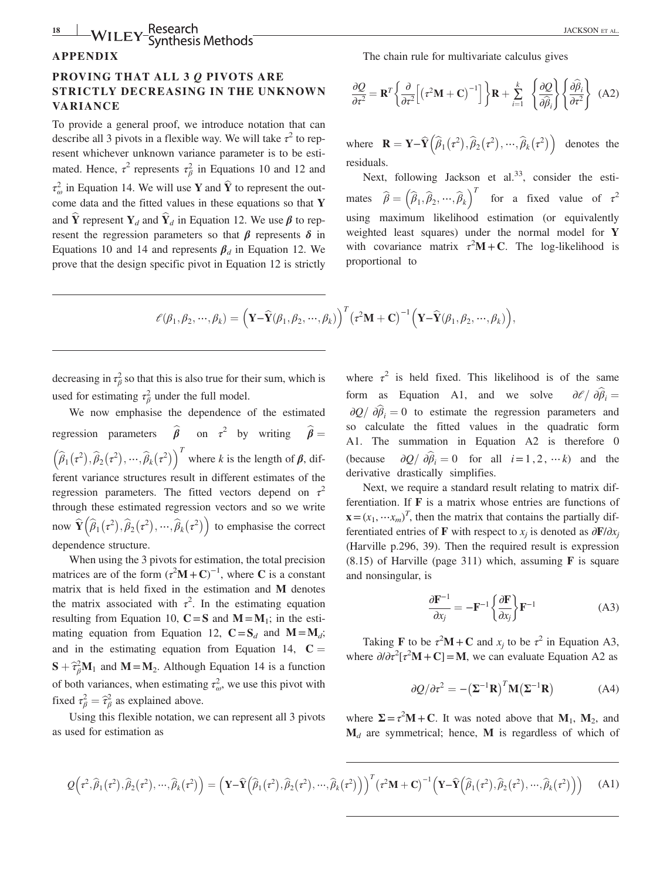## APPENDIX

### PROVING THAT ALL 3 $Q$ PIVOTS ARE STRICTLY DECREASING IN THE UNKNOWN VARIANCE

To provide a general proof, we introduce notation that can describe all 3 pivots in a flexible way. We will take $\tau^2$ to represent whichever unknown variance parameter is to be estimated. Hence, $\tau^2$ represents $\tau_\beta^2$ in Equations 10 and 12 and $\tau_\omega^2$ in Equation 14. We will use $\mathbf{Y}$ and $\widehat{\mathbf{Y}}$ to represent the outcome data and the fitted values in these equations so that $\mathbf{Y}$ and $\widehat{\mathbf{Y}}$ represent $\mathbf{Y}_d$ and $\widehat{\mathbf{Y}}_d$ in Equation 12. We use $\boldsymbol{\beta}$ to represent the regression parameters so that $\boldsymbol{\beta}$ represents $\boldsymbol{\delta}$ in Equations 10 and 14 and represents $\boldsymbol{\beta}_d$ in Equation 12. We prove that the design specific pivot in Equation 12 is strictly decreasing in $\tau_\beta^2$ so that this is also true for their sum, which is used for estimating $\tau_\beta^2$ under the full model.

We now emphasise the dependence of the estimated regression parameters $\widehat{\boldsymbol{\beta}}$ on $\tau^2$ by writing $\widehat{\boldsymbol{\beta}} = \left(\widehat{\beta}_1(\tau^2), \widehat{\beta}_2(\tau^2), \cdots, \widehat{\beta}_k(\tau^2)\right)^T$ where $k$ is the length of $\boldsymbol{\beta}$, different variance structures result in different estimates of the regression parameters. The fitted vectors depend on $\tau^2$ through these estimated regression vectors and so we write now $\widehat{\mathbf{Y}}\left(\widehat{\beta}_1(\tau^2), \widehat{\beta}_2(\tau^2), \cdots, \widehat{\beta}_k(\tau^2)\right)$ to emphasise the correct dependence structure.

When using the 3 pivots for estimation, the total precision matrices are of the form $(\tau^2\mathbf{M}+\mathbf{C})^{-1}$, where $\mathbf{C}$ is a constant matrix that is held fixed in the estimation and $\mathbf{M}$ denotes the matrix associated with $\tau^2$. In the estimating equation resulting from Equation 10, $\mathbf{C}=\mathbf{S}$ and $\mathbf{M}=\mathbf{M}_1$; in the estimating equation from Equation 12, $\mathbf{C}=\mathbf{S}_d$ and $\mathbf{M}=\mathbf{M}_d$; and in the estimating equation from Equation 14, $\mathbf{C} = \mathbf{S}+\widehat{\tau}_\beta^2\mathbf{M}_1$ and $\mathbf{M}=\mathbf{M}_2$. Although Equation 14 is a function of both variances, when estimating $\tau_\omega^2$, we use this pivot with fixed $\tau_\beta^2 = \widehat{\tau}_\beta^2$ as explained above.

Using this flexible notation, we can represent all 3 pivots as used for estimation as

$$Q\left(\tau^2, \widehat{\beta}_1(\tau^2), \widehat{\beta}_2(\tau^2), \cdots, \widehat{\beta}_k(\tau^2)\right) = \left(\mathbf{Y}-\widehat{\mathbf{Y}}\left(\widehat{\beta}_1(\tau^2), \widehat{\beta}_2(\tau^2), \cdots, \widehat{\beta}_k(\tau^2)\right)\right)^T \left(\tau^2\mathbf{M}+\mathbf{C}\right)^{-1}\left(\mathbf{Y}-\widehat{\mathbf{Y}}\left(\widehat{\beta}_1(\tau^2), \widehat{\beta}_2(\tau^2), \cdots, \widehat{\beta}_k(\tau^2)\right)\right) \quad \text{(A1)}$$

The chain rule for multivariate calculus gives

$$\frac{\partial Q}{\partial \tau^2} = \mathbf{R}^T\left\{\frac{\partial}{\partial \tau^2}\left[\left(\tau^2\mathbf{M}+\mathbf{C}\right)^{-1}\right]\right\}\mathbf{R} + \sum_{i=1}^{k}\left\{\frac{\partial Q}{\partial \widehat{\beta}_i}\right\}\left\{\frac{\partial \widehat{\beta}_i}{\partial \tau^2}\right\} \quad \text{(A2)}$$

where $\mathbf{R} = \mathbf{Y}-\widehat{\mathbf{Y}}\left(\widehat{\beta}_1(\tau^2), \widehat{\beta}_2(\tau^2), \cdots, \widehat{\beta}_k(\tau^2)\right)$ denotes the residuals.

Next, following Jackson et al.[33], consider the estimates $\widehat{\beta} = \left(\widehat{\beta}_1, \widehat{\beta}_2, \cdots, \widehat{\beta}_k\right)^T$ for a fixed value of $\tau^2$ using maximum likelihood estimation (or equivalently weighted least squares) under the normal model for $\mathbf{Y}$ with covariance matrix $\tau^2\mathbf{M}+\mathbf{C}$. The log-likelihood is proportional to

$$\ell(\beta_1, \beta_2, \cdots, \beta_k) = \left(\mathbf{Y}-\widehat{\mathbf{Y}}(\beta_1, \beta_2, \cdots, \beta_k)\right)^T\left(\tau^2\mathbf{M}+\mathbf{C}\right)^{-1}\left(\mathbf{Y}-\widehat{\mathbf{Y}}(\beta_1, \beta_2, \cdots, \beta_k)\right),$$

where $\tau^2$ is held fixed. This likelihood is of the same form as Equation A1, and we solve $\partial \ell / \partial \widehat{\beta}_i = \partial Q / \partial \widehat{\beta}_i = 0$ to estimate the regression parameters and so calculate the fitted values in the quadratic form A1. The summation in Equation A2 is therefore 0 (because $\partial Q / \partial \widehat{\beta}_i = 0$ for all $i = 1, 2, \cdots k$) and the derivative drastically simplifies.

Next, we require a standard result relating to matrix differentiation. If $\mathbf{F}$ is a matrix whose entries are functions of $\mathbf{x} = (x_1, \cdots x_m)^T$, then the matrix that contains the partially differentiated entries of $\mathbf{F}$ with respect to $x_j$ is denoted as $\partial \mathbf{F}/\partial x_j$ (Harville p.296, 39). Then the required result is expression (8.15) of Harville (page 311) which, assuming $\mathbf{F}$ is square and nonsingular, is

$$\frac{\partial \mathbf{F}^{-1}}{\partial x_j} = -\mathbf{F}^{-1}\left\{\frac{\partial \mathbf{F}}{\partial x_j}\right\}\mathbf{F}^{-1} \quad \text{(A3)}$$

Taking $\mathbf{F}$ to be $\tau^2\mathbf{M}+\mathbf{C}$ and $x_j$ to be $\tau^2$ in Equation A3, where $\partial/\partial\tau^2[\tau^2\mathbf{M}+\mathbf{C}] = \mathbf{M}$, we can evaluate Equation A2 as

$$\partial Q / \partial \tau^2 = -\left(\boldsymbol{\Sigma}^{-1}\mathbf{R}\right)^T\mathbf{M}\left(\boldsymbol{\Sigma}^{-1}\mathbf{R}\right) \quad \text{(A4)}$$

where $\boldsymbol{\Sigma} = \tau^2\mathbf{M}+\mathbf{C}$. It was noted above that $\mathbf{M}_1$, $\mathbf{M}_2$, and $\mathbf{M}_d$ are symmetrical; hence, $\mathbf{M}$ is regardless of which of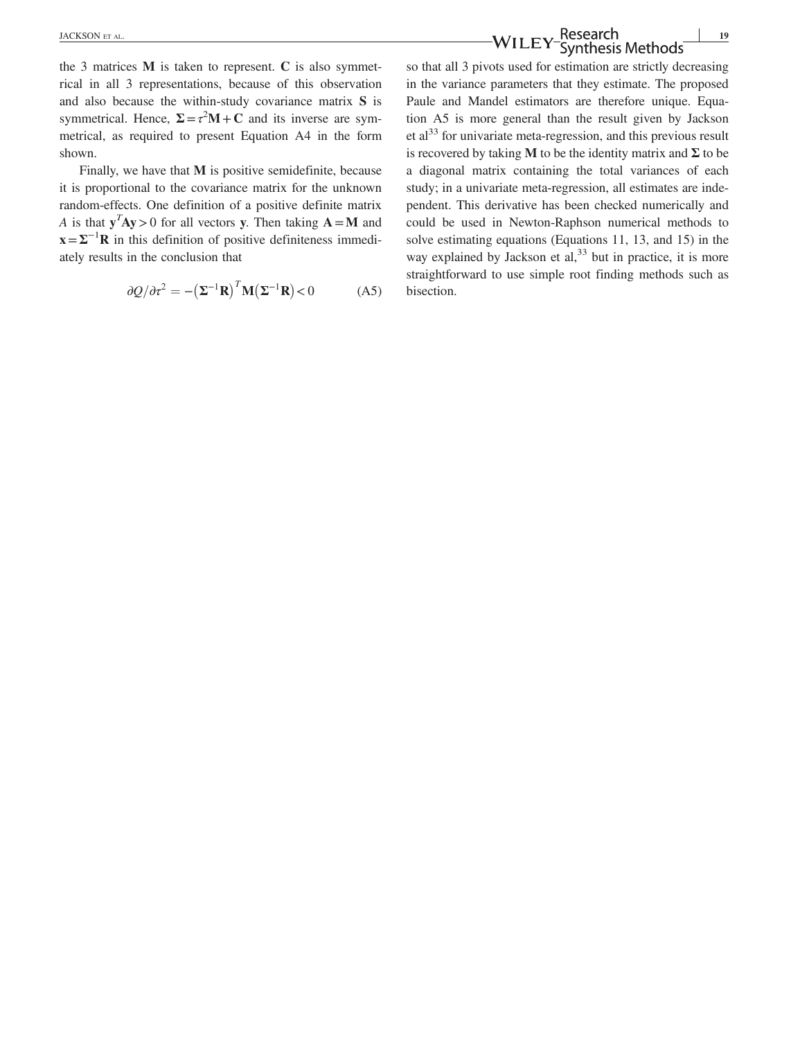the 3 matrices $\mathbf{M}$ is taken to represent. $\mathbf{C}$ is also symmetrical in all 3 representations, because of this observation and also because the within-study covariance matrix $\mathbf{S}$ is symmetrical. Hence, $\boldsymbol{\Sigma} = \tau^2\mathbf{M} + \mathbf{C}$ and its inverse are symmetrical, as required to present Equation A4 in the form shown.

Finally, we have that $\mathbf{M}$ is positive semidefinite, because it is proportional to the covariance matrix for the unknown random-effects. One definition of a positive definite matrix $A$ is that $\mathbf{y}^T\mathbf{A}\mathbf{y} > 0$ for all vectors $\mathbf{y}$. Then taking $\mathbf{A} = \mathbf{M}$ and $\mathbf{x} = \boldsymbol{\Sigma}^{-1}\mathbf{R}$ in this definition of positive definiteness immediately results in the conclusion that

$$\partial Q / \partial \tau^2 = -\left(\boldsymbol{\Sigma}^{-1}\mathbf{R}\right)^T \mathbf{M}\left(\boldsymbol{\Sigma}^{-1}\mathbf{R}\right) < 0 \qquad \text{(A5)}$$

so that all 3 pivots used for estimation are strictly decreasing in the variance parameters that they estimate. The proposed Paule and Mandel estimators are therefore unique. Equation A5 is more general than the result given by Jackson et al[33] for univariate meta-regression, and this previous result is recovered by taking $\mathbf{M}$ to be the identity matrix and $\boldsymbol{\Sigma}$ to be a diagonal matrix containing the total variances of each study; in a univariate meta-regression, all estimates are independent. This derivative has been checked numerically and could be used in Newton-Raphson numerical methods to solve estimating equations (Equations 11, 13, and 15) in the way explained by Jackson et al,[33] but in practice, it is more straightforward to use simple root finding methods such as bisection.